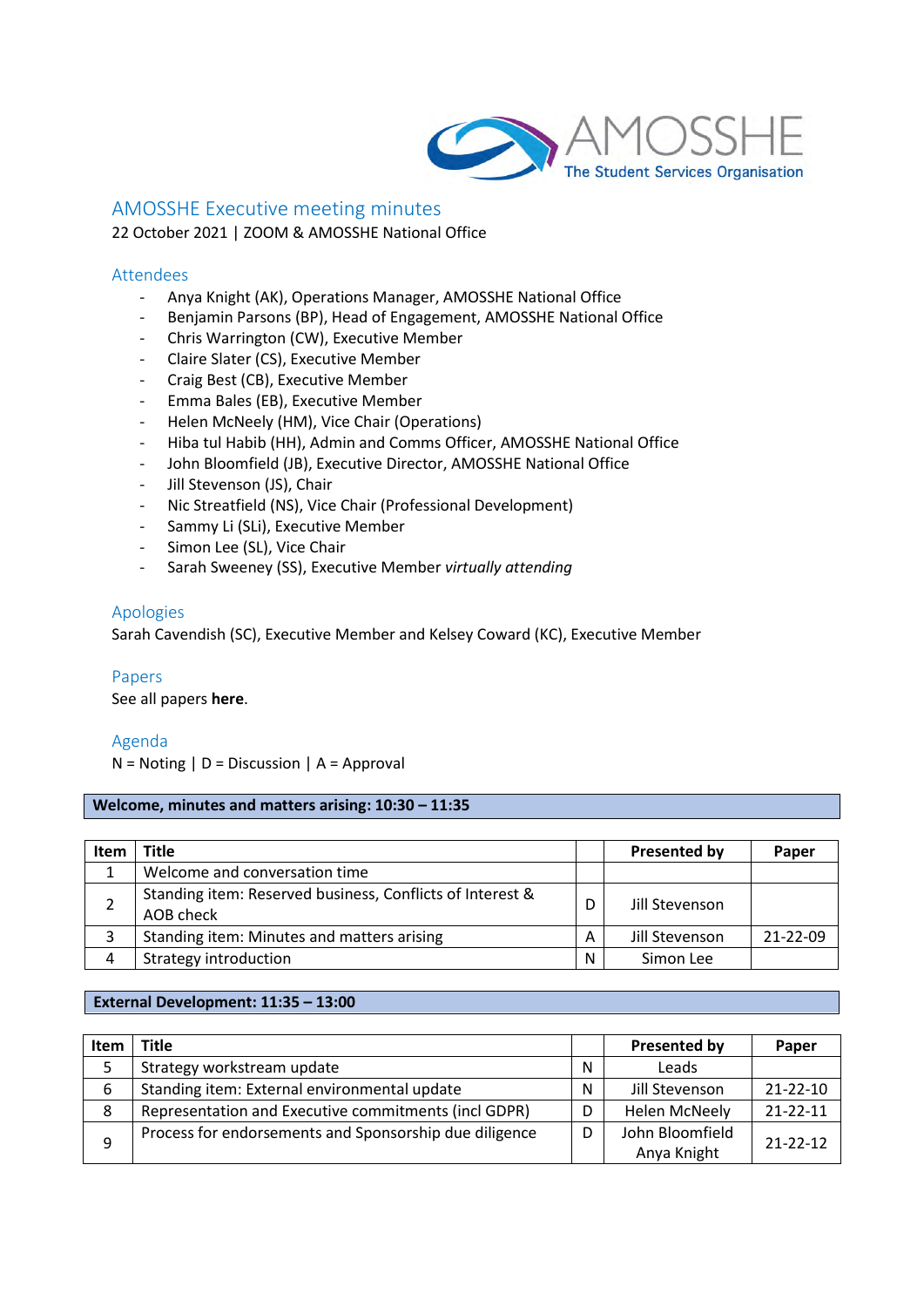# AMOSSHE Executive meeting minutes

22 October 2021 | ZOOM & AMOSSHE National Office

## Attendees

- Anya Knight (AK), Operations Manager, AMOSSHE National Office
- Benjamin Parsons (BP), Head of Engagement, AMOSSHE National Office
- Chris Warrington (CW), Executive Member
- Claire Slater (CS), Executive Member
- Craig Best (CB), Executive Member
- Emma Bales (EB), Executive Member
- Helen McNeely (HM), Vice Chair (Operations)
- Hiba tul Habib (HH), Admin and Comms Officer, AMOSSHE National Office
- John Bloomfield (JB), Executive Director, AMOSSHE National Office
- Jill Stevenson (JS), Chair
- Nic Streatfield (NS), Vice Chair (Professional Development)
- Sammy Li (SLi), Executive Member
- Simon Lee (SL), Vice Chair
- Sarah Sweeney (SS), Executive Member *virtually attending*

## Apologies

Sarah Cavendish (SC), Executive Member and Kelsey Coward (KC), Executive Member

## Papers

See all papers **here**.

## Agenda

N = Noting | D = Discussion | A = Approval

**Welcome, minutes and matters arising: 10:30 – 11:35**

| Item | Title | | Presented by | Paper |
|---|---|---|---|---|
| 1 | Welcome and conversation time | | | |
| 2 | Standing item: Reserved business, Conflicts of Interest & AOB check | D | Jill Stevenson | |
| 3 | Standing item: Minutes and matters arising | A | Jill Stevenson | 21-22-09 |
| 4 | Strategy introduction | N | Simon Lee | |

**External Development: 11:35 – 13:00**

| Item | Title | | Presented by | Paper |
|---|---|---|---|---|
| 5 | Strategy workstream update | N | Leads | |
| 6 | Standing item: External environmental update | N | Jill Stevenson | 21-22-10 |
| 8 | Representation and Executive commitments (incl GDPR) | D | Helen McNeely | 21-22-11 |
| 9 | Process for endorsements and Sponsorship due diligence | D | John Bloomfield<br>Anya Knight | 21-22-12 |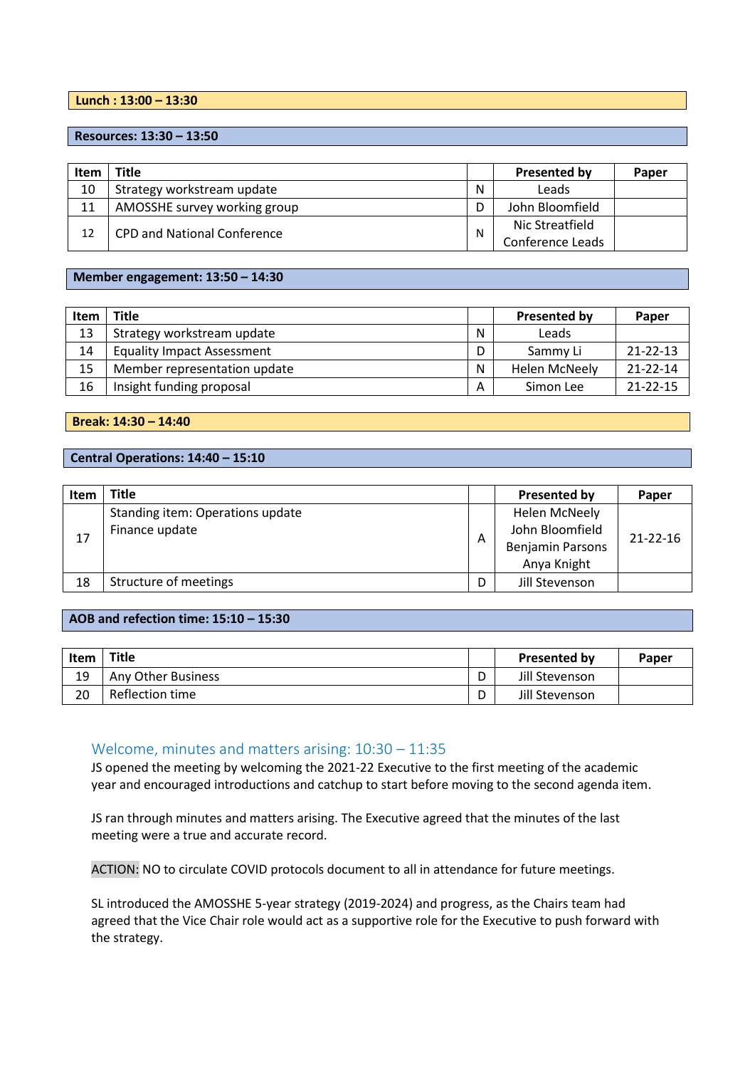**Lunch : 13:00 – 13:30**

**Resources: 13:30 – 13:50**

| Item | Title | | Presented by | Paper |
|---|---|---|---|---|
| 10 | Strategy workstream update | N | Leads | |
| 11 | AMOSSHE survey working group | D | John Bloomfield | |
| 12 | CPD and National Conference | N | Nic Streatfield<br>Conference Leads | |

**Member engagement: 13:50 – 14:30**

| Item | Title | | Presented by | Paper |
|---|---|---|---|---|
| 13 | Strategy workstream update | N | Leads | |
| 14 | Equality Impact Assessment | D | Sammy Li | 21-22-13 |
| 15 | Member representation update | N | Helen McNeely | 21-22-14 |
| 16 | Insight funding proposal | A | Simon Lee | 21-22-15 |

**Break: 14:30 – 14:40**

**Central Operations: 14:40 – 15:10**

| Item | Title | | Presented by | Paper |
|---|---|---|---|---|
| 17 | Standing item: Operations update<br>Finance update | A | Helen McNeely<br>John Bloomfield<br>Benjamin Parsons<br>Anya Knight | 21-22-16 |
| 18 | Structure of meetings | D | Jill Stevenson | |

**AOB and refection time: 15:10 – 15:30**

| Item | Title | | Presented by | Paper |
|---|---|---|---|---|
| 19 | Any Other Business | D | Jill Stevenson | |
| 20 | Reflection time | D | Jill Stevenson | |

## Welcome, minutes and matters arising: 10:30 – 11:35

JS opened the meeting by welcoming the 2021-22 Executive to the first meeting of the academic year and encouraged introductions and catchup to start before moving to the second agenda item.

JS ran through minutes and matters arising. The Executive agreed that the minutes of the last meeting were a true and accurate record.

ACTION: NO to circulate COVID protocols document to all in attendance for future meetings.

SL introduced the AMOSSHE 5-year strategy (2019-2024) and progress, as the Chairs team had agreed that the Vice Chair role would act as a supportive role for the Executive to push forward with the strategy.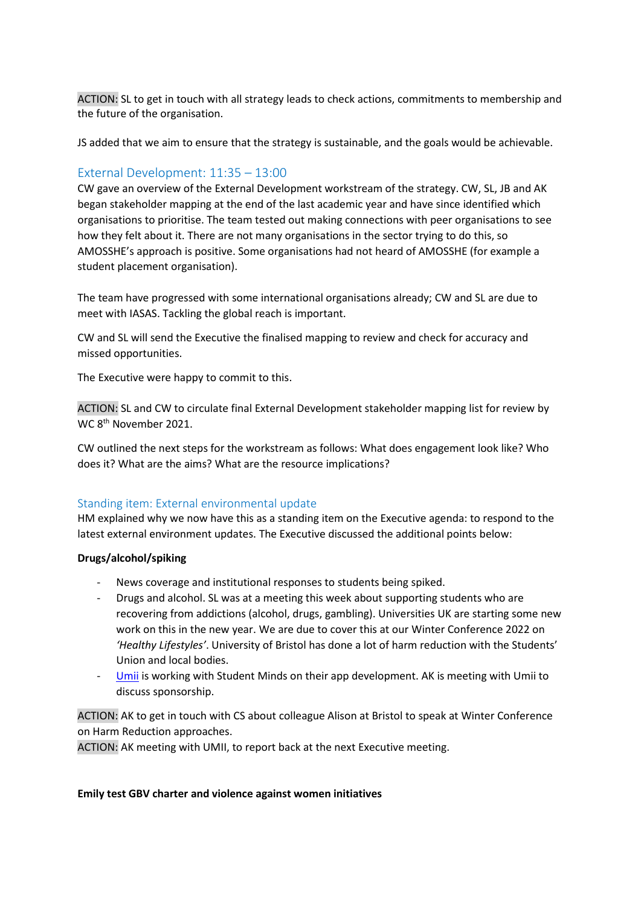ACTION: SL to get in touch with all strategy leads to check actions, commitments to membership and the future of the organisation.

JS added that we aim to ensure that the strategy is sustainable, and the goals would be achievable.

## External Development: 11:35 – 13:00

CW gave an overview of the External Development workstream of the strategy. CW, SL, JB and AK began stakeholder mapping at the end of the last academic year and have since identified which organisations to prioritise. The team tested out making connections with peer organisations to see how they felt about it. There are not many organisations in the sector trying to do this, so AMOSSHE's approach is positive. Some organisations had not heard of AMOSSHE (for example a student placement organisation).

The team have progressed with some international organisations already; CW and SL are due to meet with IASAS. Tackling the global reach is important.

CW and SL will send the Executive the finalised mapping to review and check for accuracy and missed opportunities.

The Executive were happy to commit to this.

ACTION: SL and CW to circulate final External Development stakeholder mapping list for review by WC 8th November 2021.

CW outlined the next steps for the workstream as follows: What does engagement look like? Who does it? What are the aims? What are the resource implications?

## Standing item: External environmental update

HM explained why we now have this as a standing item on the Executive agenda: to respond to the latest external environment updates. The Executive discussed the additional points below:

**Drugs/alcohol/spiking**

- News coverage and institutional responses to students being spiked.
- Drugs and alcohol. SL was at a meeting this week about supporting students who are recovering from addictions (alcohol, drugs, gambling). Universities UK are starting some new work on this in the new year. We are due to cover this at our Winter Conference 2022 on *'Healthy Lifestyles'*. University of Bristol has done a lot of harm reduction with the Students' Union and local bodies.
- Umii is working with Student Minds on their app development. AK is meeting with Umii to discuss sponsorship.

ACTION: AK to get in touch with CS about colleague Alison at Bristol to speak at Winter Conference on Harm Reduction approaches.
ACTION: AK meeting with UMII, to report back at the next Executive meeting.

**Emily test GBV charter and violence against women initiatives**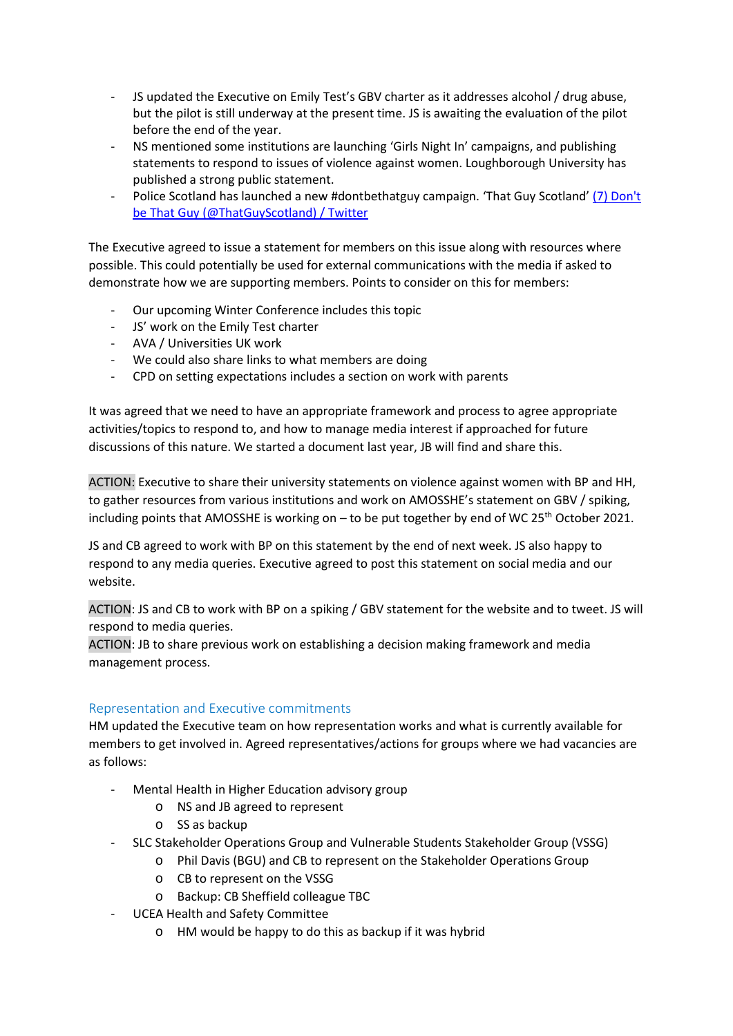- JS updated the Executive on Emily Test's GBV charter as it addresses alcohol / drug abuse, but the pilot is still underway at the present time. JS is awaiting the evaluation of the pilot before the end of the year.
- NS mentioned some institutions are launching 'Girls Night In' campaigns, and publishing statements to respond to issues of violence against women. Loughborough University has published a strong public statement.
- Police Scotland has launched a new #dontbethatguy campaign. 'That Guy Scotland' [(7) Don't be That Guy (@ThatGuyScotland) / Twitter]()

The Executive agreed to issue a statement for members on this issue along with resources where possible. This could potentially be used for external communications with the media if asked to demonstrate how we are supporting members. Points to consider on this for members:

- Our upcoming Winter Conference includes this topic
- JS' work on the Emily Test charter
- AVA / Universities UK work
- We could also share links to what members are doing
- CPD on setting expectations includes a section on work with parents

It was agreed that we need to have an appropriate framework and process to agree appropriate activities/topics to respond to, and how to manage media interest if approached for future discussions of this nature. We started a document last year, JB will find and share this.

ACTION: Executive to share their university statements on violence against women with BP and HH, to gather resources from various institutions and work on AMOSSHE's statement on GBV / spiking, including points that AMOSSHE is working on – to be put together by end of WC 25th October 2021.

JS and CB agreed to work with BP on this statement by the end of next week. JS also happy to respond to any media queries. Executive agreed to post this statement on social media and our website.

ACTION: JS and CB to work with BP on a spiking / GBV statement for the website and to tweet. JS will respond to media queries.
ACTION: JB to share previous work on establishing a decision making framework and media management process.

## Representation and Executive commitments

HM updated the Executive team on how representation works and what is currently available for members to get involved in. Agreed representatives/actions for groups where we had vacancies are as follows:

- Mental Health in Higher Education advisory group
  - NS and JB agreed to represent
  - SS as backup
- SLC Stakeholder Operations Group and Vulnerable Students Stakeholder Group (VSSG)
  - Phil Davis (BGU) and CB to represent on the Stakeholder Operations Group
  - CB to represent on the VSSG
  - Backup: CB Sheffield colleague TBC
- UCEA Health and Safety Committee
  - HM would be happy to do this as backup if it was hybrid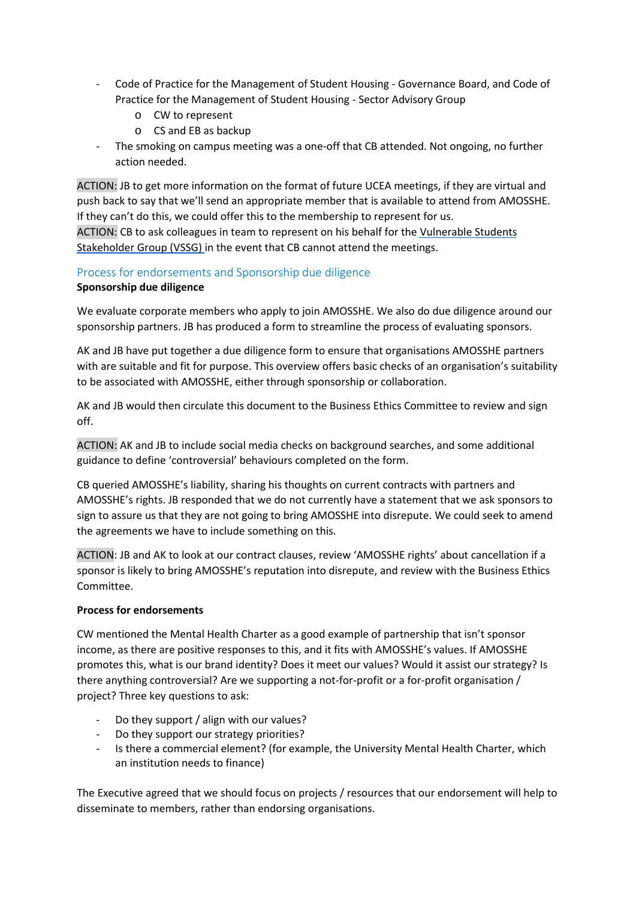- Code of Practice for the Management of Student Housing - Governance Board, and Code of Practice for the Management of Student Housing - Sector Advisory Group
    - CW to represent
    - CS and EB as backup
- The smoking on campus meeting was a one-off that CB attended. Not ongoing, no further action needed.

ACTION: JB to get more information on the format of future UCEA meetings, if they are virtual and push back to say that we'll send an appropriate member that is available to attend from AMOSSHE. If they can't do this, we could offer this to the membership to represent for us.
ACTION: CB to ask colleagues in team to represent on his behalf for the Vulnerable Students Stakeholder Group (VSSG) in the event that CB cannot attend the meetings.

## Process for endorsements and Sponsorship due diligence

**Sponsorship due diligence**

We evaluate corporate members who apply to join AMOSSHE. We also do due diligence around our sponsorship partners. JB has produced a form to streamline the process of evaluating sponsors.

AK and JB have put together a due diligence form to ensure that organisations AMOSSHE partners with are suitable and fit for purpose. This overview offers basic checks of an organisation's suitability to be associated with AMOSSHE, either through sponsorship or collaboration.

AK and JB would then circulate this document to the Business Ethics Committee to review and sign off.

ACTION: AK and JB to include social media checks on background searches, and some additional guidance to define 'controversial' behaviours completed on the form.

CB queried AMOSSHE's liability, sharing his thoughts on current contracts with partners and AMOSSHE's rights. JB responded that we do not currently have a statement that we ask sponsors to sign to assure us that they are not going to bring AMOSSHE into disrepute. We could seek to amend the agreements we have to include something on this.

ACTION: JB and AK to look at our contract clauses, review 'AMOSSHE rights' about cancellation if a sponsor is likely to bring AMOSSHE's reputation into disrepute, and review with the Business Ethics Committee.

**Process for endorsements**

CW mentioned the Mental Health Charter as a good example of partnership that isn't sponsor income, as there are positive responses to this, and it fits with AMOSSHE's values. If AMOSSHE promotes this, what is our brand identity? Does it meet our values? Would it assist our strategy? Is there anything controversial? Are we supporting a not-for-profit or a for-profit organisation / project? Three key questions to ask:

- Do they support / align with our values?
- Do they support our strategy priorities?
- Is there a commercial element? (for example, the University Mental Health Charter, which an institution needs to finance)

The Executive agreed that we should focus on projects / resources that our endorsement will help to disseminate to members, rather than endorsing organisations.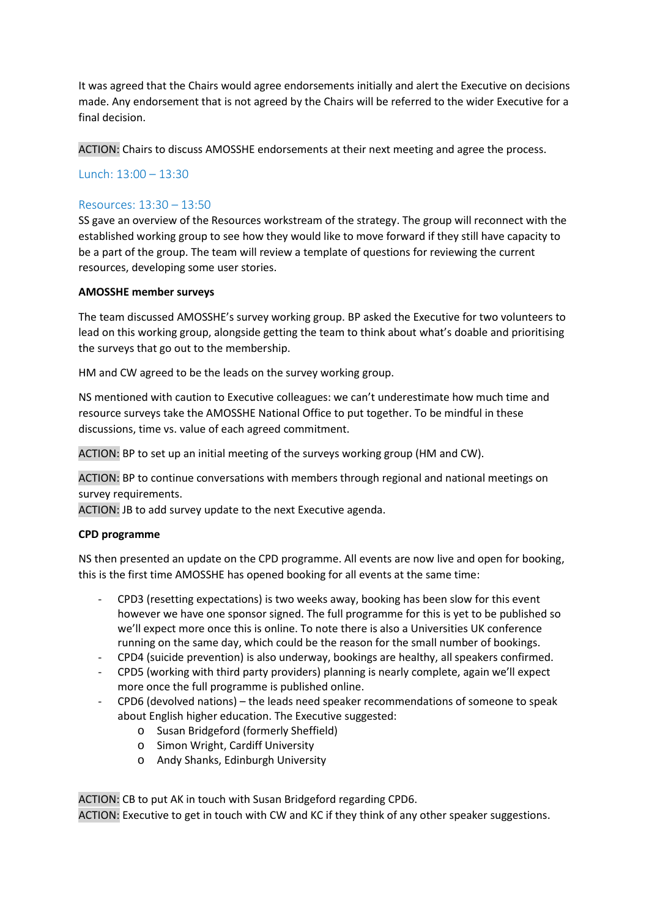It was agreed that the Chairs would agree endorsements initially and alert the Executive on decisions made. Any endorsement that is not agreed by the Chairs will be referred to the wider Executive for a final decision.

ACTION: Chairs to discuss AMOSSHE endorsements at their next meeting and agree the process.

### Lunch: 13:00 – 13:30

### Resources: 13:30 – 13:50

SS gave an overview of the Resources workstream of the strategy. The group will reconnect with the established working group to see how they would like to move forward if they still have capacity to be a part of the group. The team will review a template of questions for reviewing the current resources, developing some user stories.

**AMOSSHE member surveys**

The team discussed AMOSSHE's survey working group. BP asked the Executive for two volunteers to lead on this working group, alongside getting the team to think about what's doable and prioritising the surveys that go out to the membership.

HM and CW agreed to be the leads on the survey working group.

NS mentioned with caution to Executive colleagues: we can't underestimate how much time and resource surveys take the AMOSSHE National Office to put together. To be mindful in these discussions, time vs. value of each agreed commitment.

ACTION: BP to set up an initial meeting of the surveys working group (HM and CW).

ACTION: BP to continue conversations with members through regional and national meetings on survey requirements.
ACTION: JB to add survey update to the next Executive agenda.

**CPD programme**

NS then presented an update on the CPD programme. All events are now live and open for booking, this is the first time AMOSSHE has opened booking for all events at the same time:

- CPD3 (resetting expectations) is two weeks away, booking has been slow for this event however we have one sponsor signed. The full programme for this is yet to be published so we'll expect more once this is online. To note there is also a Universities UK conference running on the same day, which could be the reason for the small number of bookings.
- CPD4 (suicide prevention) is also underway, bookings are healthy, all speakers confirmed.
- CPD5 (working with third party providers) planning is nearly complete, again we'll expect more once the full programme is published online.
- CPD6 (devolved nations) – the leads need speaker recommendations of someone to speak about English higher education. The Executive suggested:
    - Susan Bridgeford (formerly Sheffield)
    - Simon Wright, Cardiff University
    - Andy Shanks, Edinburgh University

ACTION: CB to put AK in touch with Susan Bridgeford regarding CPD6.
ACTION: Executive to get in touch with CW and KC if they think of any other speaker suggestions.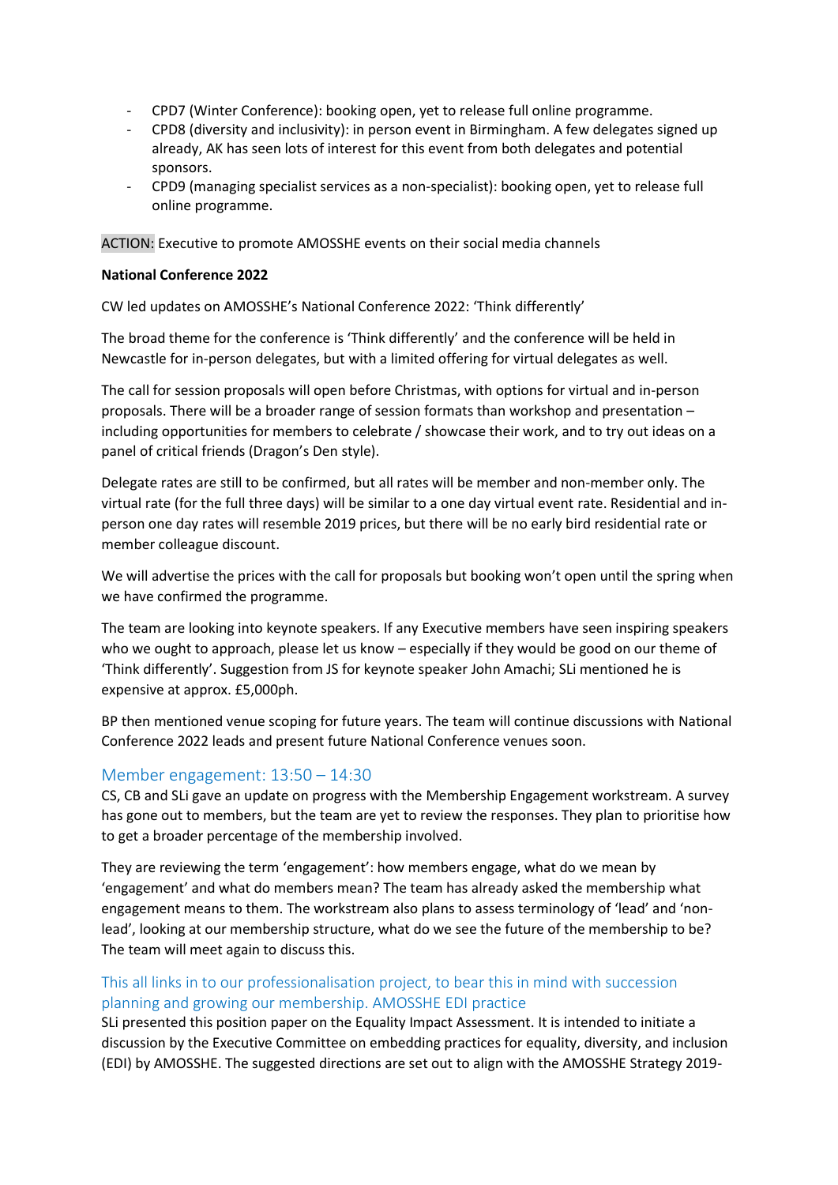- CPD7 (Winter Conference): booking open, yet to release full online programme.
- CPD8 (diversity and inclusivity): in person event in Birmingham. A few delegates signed up already, AK has seen lots of interest for this event from both delegates and potential sponsors.
- CPD9 (managing specialist services as a non-specialist): booking open, yet to release full online programme.

ACTION: Executive to promote AMOSSHE events on their social media channels

**National Conference 2022**

CW led updates on AMOSSHE's National Conference 2022: 'Think differently'

The broad theme for the conference is 'Think differently' and the conference will be held in Newcastle for in-person delegates, but with a limited offering for virtual delegates as well.

The call for session proposals will open before Christmas, with options for virtual and in-person proposals. There will be a broader range of session formats than workshop and presentation – including opportunities for members to celebrate / showcase their work, and to try out ideas on a panel of critical friends (Dragon's Den style).

Delegate rates are still to be confirmed, but all rates will be member and non-member only. The virtual rate (for the full three days) will be similar to a one day virtual event rate. Residential and in-person one day rates will resemble 2019 prices, but there will be no early bird residential rate or member colleague discount.

We will advertise the prices with the call for proposals but booking won't open until the spring when we have confirmed the programme.

The team are looking into keynote speakers. If any Executive members have seen inspiring speakers who we ought to approach, please let us know – especially if they would be good on our theme of 'Think differently'. Suggestion from JS for keynote speaker John Amachi; SLi mentioned he is expensive at approx. £5,000ph.

BP then mentioned venue scoping for future years. The team will continue discussions with National Conference 2022 leads and present future National Conference venues soon.

## Member engagement: 13:50 – 14:30

CS, CB and SLi gave an update on progress with the Membership Engagement workstream. A survey has gone out to members, but the team are yet to review the responses. They plan to prioritise how to get a broader percentage of the membership involved.

They are reviewing the term 'engagement': how members engage, what do we mean by 'engagement' and what do members mean? The team has already asked the membership what engagement means to them. The workstream also plans to assess terminology of 'lead' and 'non-lead', looking at our membership structure, what do we see the future of the membership to be? The team will meet again to discuss this.

## This all links in to our professionalisation project, to bear this in mind with succession planning and growing our membership. AMOSSHE EDI practice

SLi presented this position paper on the Equality Impact Assessment. It is intended to initiate a discussion by the Executive Committee on embedding practices for equality, diversity, and inclusion (EDI) by AMOSSHE. The suggested directions are set out to align with the AMOSSHE Strategy 2019-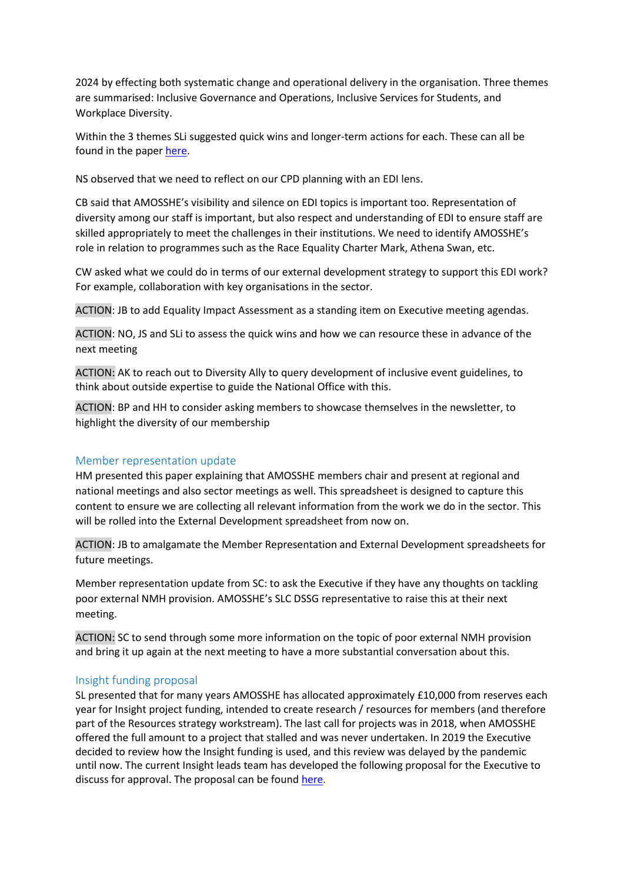2024 by effecting both systematic change and operational delivery in the organisation. Three themes are summarised: Inclusive Governance and Operations, Inclusive Services for Students, and Workplace Diversity.

Within the 3 themes SLi suggested quick wins and longer-term actions for each. These can all be found in the paper [here](#).

NS observed that we need to reflect on our CPD planning with an EDI lens.

CB said that AMOSSHE's visibility and silence on EDI topics is important too. Representation of diversity among our staff is important, but also respect and understanding of EDI to ensure staff are skilled appropriately to meet the challenges in their institutions. We need to identify AMOSSHE's role in relation to programmes such as the Race Equality Charter Mark, Athena Swan, etc.

CW asked what we could do in terms of our external development strategy to support this EDI work? For example, collaboration with key organisations in the sector.

ACTION: JB to add Equality Impact Assessment as a standing item on Executive meeting agendas.

ACTION: NO, JS and SLi to assess the quick wins and how we can resource these in advance of the next meeting

ACTION: AK to reach out to Diversity Ally to query development of inclusive event guidelines, to think about outside expertise to guide the National Office with this.

ACTION: BP and HH to consider asking members to showcase themselves in the newsletter, to highlight the diversity of our membership

## Member representation update

HM presented this paper explaining that AMOSSHE members chair and present at regional and national meetings and also sector meetings as well. This spreadsheet is designed to capture this content to ensure we are collecting all relevant information from the work we do in the sector. This will be rolled into the External Development spreadsheet from now on.

ACTION: JB to amalgamate the Member Representation and External Development spreadsheets for future meetings.

Member representation update from SC: to ask the Executive if they have any thoughts on tackling poor external NMH provision. AMOSSHE's SLC DSSG representative to raise this at their next meeting.

ACTION: SC to send through some more information on the topic of poor external NMH provision and bring it up again at the next meeting to have a more substantial conversation about this.

## Insight funding proposal

SL presented that for many years AMOSSHE has allocated approximately £10,000 from reserves each year for Insight project funding, intended to create research / resources for members (and therefore part of the Resources strategy workstream). The last call for projects was in 2018, when AMOSSHE offered the full amount to a project that stalled and was never undertaken. In 2019 the Executive decided to review how the Insight funding is used, and this review was delayed by the pandemic until now. The current Insight leads team has developed the following proposal for the Executive to discuss for approval. The proposal can be found [here](#).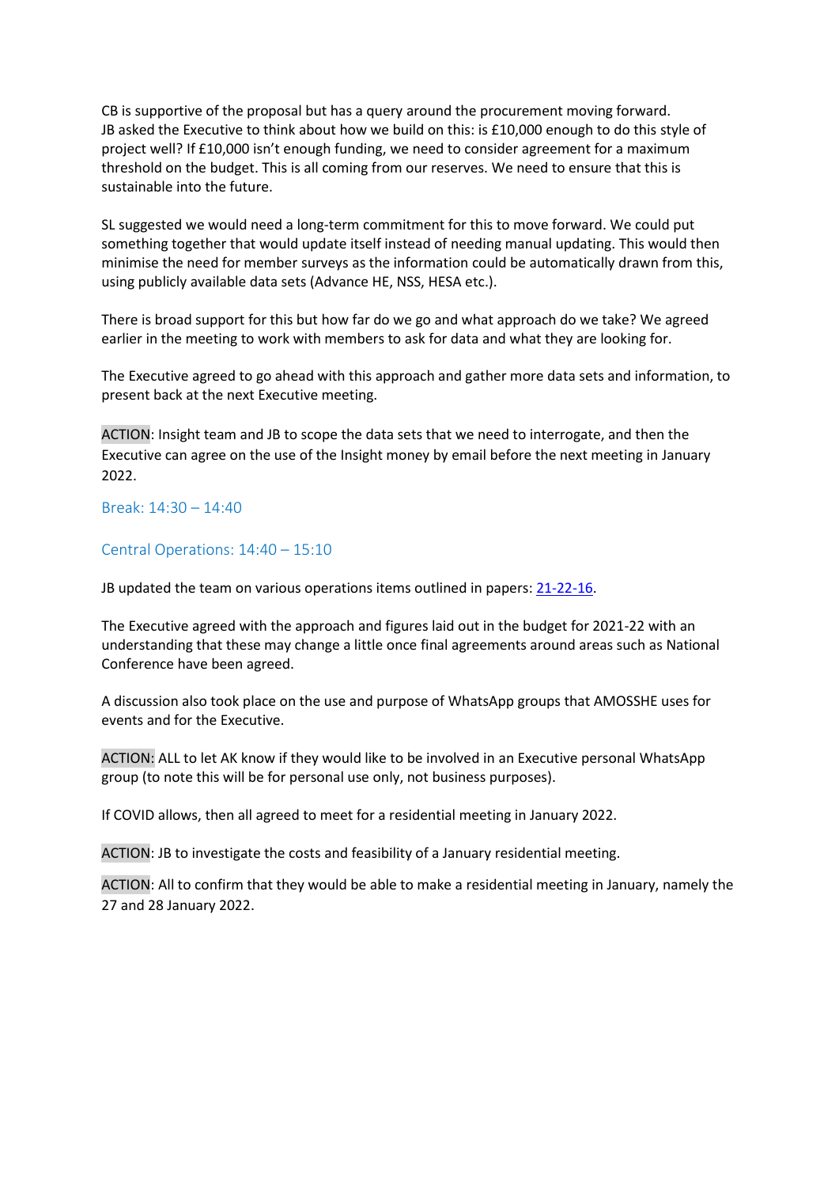CB is supportive of the proposal but has a query around the procurement moving forward. JB asked the Executive to think about how we build on this: is £10,000 enough to do this style of project well? If £10,000 isn't enough funding, we need to consider agreement for a maximum threshold on the budget. This is all coming from our reserves. We need to ensure that this is sustainable into the future.

SL suggested we would need a long-term commitment for this to move forward. We could put something together that would update itself instead of needing manual updating. This would then minimise the need for member surveys as the information could be automatically drawn from this, using publicly available data sets (Advance HE, NSS, HESA etc.).

There is broad support for this but how far do we go and what approach do we take? We agreed earlier in the meeting to work with members to ask for data and what they are looking for.

The Executive agreed to go ahead with this approach and gather more data sets and information, to present back at the next Executive meeting.

ACTION: Insight team and JB to scope the data sets that we need to interrogate, and then the Executive can agree on the use of the Insight money by email before the next meeting in January 2022.

## Break: 14:30 – 14:40

## Central Operations: 14:40 – 15:10

JB updated the team on various operations items outlined in papers: [21-22-16](21-22-16).

The Executive agreed with the approach and figures laid out in the budget for 2021-22 with an understanding that these may change a little once final agreements around areas such as National Conference have been agreed.

A discussion also took place on the use and purpose of WhatsApp groups that AMOSSHE uses for events and for the Executive.

ACTION: ALL to let AK know if they would like to be involved in an Executive personal WhatsApp group (to note this will be for personal use only, not business purposes).

If COVID allows, then all agreed to meet for a residential meeting in January 2022.

ACTION: JB to investigate the costs and feasibility of a January residential meeting.

ACTION: All to confirm that they would be able to make a residential meeting in January, namely the 27 and 28 January 2022.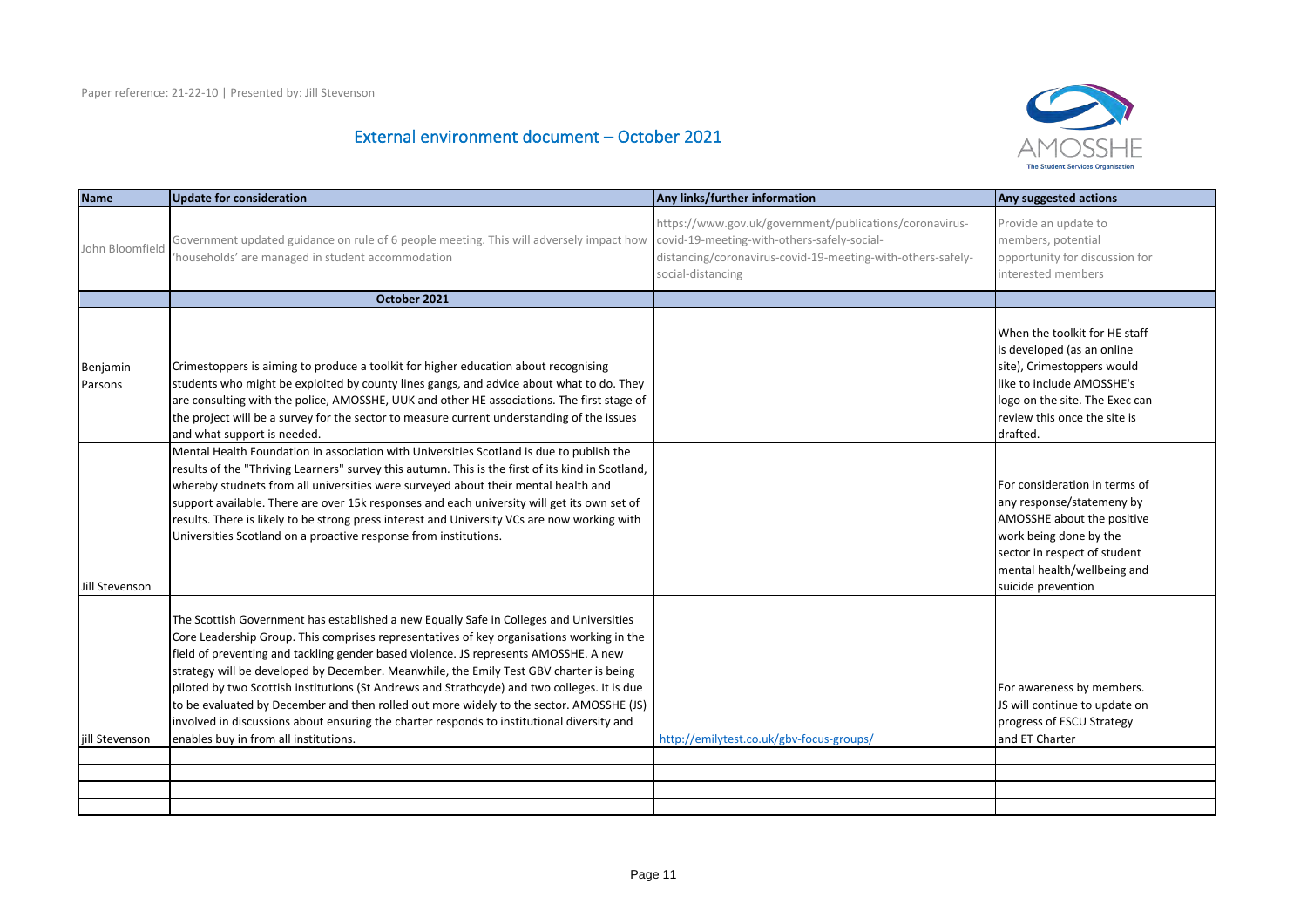Paper reference: 21-22-10 | Presented by: Jill Stevenson

# External environment document – October 2021

| Name | Update for consideration | Any links/further information | Any suggested actions | |
|---|---|---|---|---|
| John Bloomfield | Government updated guidance on rule of 6 people meeting. This will adversely impact how 'households' are managed in student accommodation | https://www.gov.uk/government/publications/coronavirus-covid-19-meeting-with-others-safely-social-distancing/coronavirus-covid-19-meeting-with-others-safely-social-distancing | Provide an update to members, potential opportunity for discussion for interested members | |
| | **October 2021** | | | |
| Benjamin Parsons | Crimestoppers is aiming to produce a toolkit for higher education about recognising students who might be exploited by county lines gangs, and advice about what to do. They are consulting with the police, AMOSSHE, UUK and other HE associations. The first stage of the project will be a survey for the sector to measure current understanding of the issues and what support is needed. | | When the toolkit for HE staff is developed (as an online site), Crimestoppers would like to include AMOSSHE's logo on the site. The Exec can review this once the site is drafted. | |
| Jill Stevenson | Mental Health Foundation in association with Universities Scotland is due to publish the results of the "Thriving Learners" survey this autumn. This is the first of its kind in Scotland, whereby studnets from all universities were surveyed about their mental health and support available. There are over 15k responses and each university will get its own set of results. There is likely to be strong press interest and University VCs are now working with Universities Scotland on a proactive response from institutions. | | For consideration in terms of any response/statemeny by AMOSSHE about the positive work being done by the sector in respect of student mental health/wellbeing and suicide prevention | |
| jill Stevenson | The Scottish Government has established a new Equally Safe in Colleges and Universities Core Leadership Group. This comprises representatives of key organisations working in the field of preventing and tackling gender based violence. JS represents AMOSSHE. A new strategy will be developed by December. Meanwhile, the Emily Test GBV charter is being piloted by two Scottish institutions (St Andrews and Strathcyde) and two colleges. It is due to be evaluated by December and then rolled out more widely to the sector. AMOSSHE (JS) involved in discussions about ensuring the charter responds to institutional diversity and enables buy in from all institutions. | http://emilytest.co.uk/gbv-focus-groups/ | For awareness by members. JS will continue to update on progress of ESCU Strategy and ET Charter | |
| | | | | |
| | | | | |
| | | | | |
| | | | | |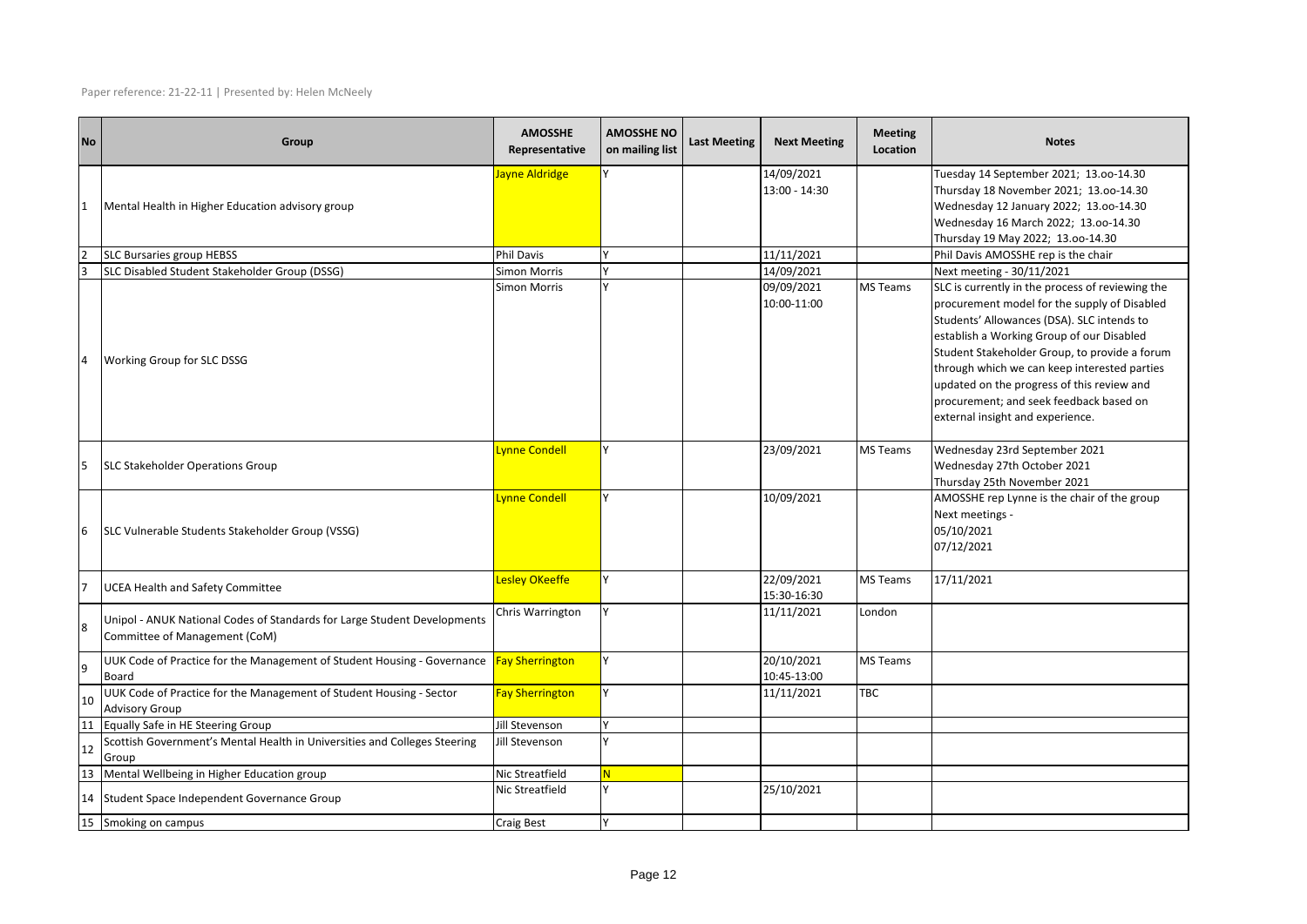Paper reference: 21-22-11 | Presented by: Helen McNeely

| No | Group | AMOSSHE Representative | AMOSSHE NO on mailing list | Last Meeting | Next Meeting | Meeting Location | Notes |
|---|---|---|---|---|---|---|---|
| 1 | Mental Health in Higher Education advisory group | Jayne Aldridge | Y | | 14/09/2021<br>13:00 - 14:30 | | Tuesday 14 September 2021; 13.oo-14.30<br>Thursday 18 November 2021; 13.oo-14.30<br>Wednesday 12 January 2022; 13.oo-14.30<br>Wednesday 16 March 2022; 13.oo-14.30<br>Thursday 19 May 2022; 13.oo-14.30 |
| 2 | SLC Bursaries group HEBSS | Phil Davis | Y | | 11/11/2021 | | Phil Davis AMOSSHE rep is the chair |
| 3 | SLC Disabled Student Stakeholder Group (DSSG) | Simon Morris | Y | | 14/09/2021 | | Next meeting - 30/11/2021 |
| 4 | Working Group for SLC DSSG | Simon Morris | Y | | 09/09/2021<br>10:00-11:00 | MS Teams | SLC is currently in the process of reviewing the procurement model for the supply of Disabled Students' Allowances (DSA). SLC intends to establish a Working Group of our Disabled Student Stakeholder Group, to provide a forum through which we can keep interested parties updated on the progress of this review and procurement; and seek feedback based on external insight and experience. |
| 5 | SLC Stakeholder Operations Group | Lynne Condell | Y | | 23/09/2021 | MS Teams | Wednesday 23rd September 2021<br>Wednesday 27th October 2021<br>Thursday 25th November 2021 |
| 6 | SLC Vulnerable Students Stakeholder Group (VSSG) | Lynne Condell | Y | | 10/09/2021 | | AMOSSHE rep Lynne is the chair of the group<br>Next meetings -<br>05/10/2021<br>07/12/2021 |
| 7 | UCEA Health and Safety Committee | Lesley OKeeffe | Y | | 22/09/2021<br>15:30-16:30 | MS Teams | 17/11/2021 |
| 8 | Unipol - ANUK National Codes of Standards for Large Student Developments Committee of Management (CoM) | Chris Warrington | Y | | 11/11/2021 | London | |
| 9 | UUK Code of Practice for the Management of Student Housing - Governance Board | Fay Sherrington | Y | | 20/10/2021<br>10:45-13:00 | MS Teams | |
| 10 | UUK Code of Practice for the Management of Student Housing - Sector Advisory Group | Fay Sherrington | Y | | 11/11/2021 | TBC | |
| 11 | Equally Safe in HE Steering Group | Jill Stevenson | Y | | | | |
| 12 | Scottish Government's Mental Health in Universities and Colleges Steering Group | Jill Stevenson | Y | | | | |
| 13 | Mental Wellbeing in Higher Education group | Nic Streatfield | N | | | | |
| 14 | Student Space Independent Governance Group | Nic Streatfield | Y | | 25/10/2021 | | |
| 15 | Smoking on campus | Craig Best | Y | | | | |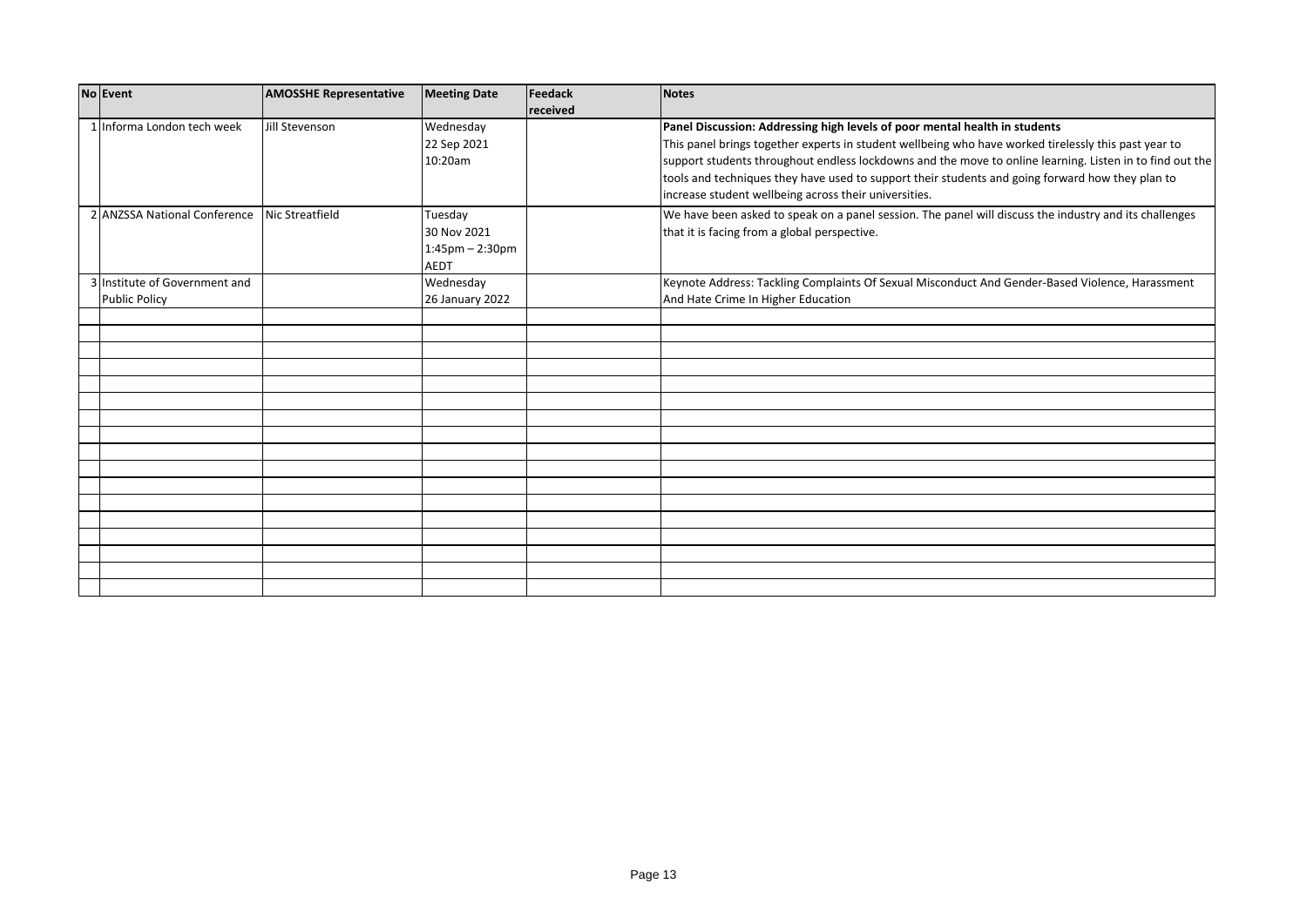| No | Event | AMOSSHE Representative | Meeting Date | Feedack received | Notes |
|---|---|---|---|---|---|
| 1 | Informa London tech week | Jill Stevenson | Wednesday 22 Sep 2021 10:20am | | **Panel Discussion: Addressing high levels of poor mental health in students** This panel brings together experts in student wellbeing who have worked tirelessly this past year to support students throughout endless lockdowns and the move to online learning. Listen in to find out the tools and techniques they have used to support their students and going forward how they plan to increase student wellbeing across their universities. |
| 2 | ANZSSA National Conference | Nic Streatfield | Tuesday 30 Nov 2021 1:45pm – 2:30pm AEDT | | We have been asked to speak on a panel session. The panel will discuss the industry and its challenges that it is facing from a global perspective. |
| 3 | Institute of Government and Public Policy | | Wednesday 26 January 2022 | | Keynote Address: Tackling Complaints Of Sexual Misconduct And Gender-Based Violence, Harassment And Hate Crime In Higher Education |
| | | | | | |
| | | | | | |
| | | | | | |
| | | | | | |
| | | | | | |
| | | | | | |
| | | | | | |
| | | | | | |
| | | | | | |
| | | | | | |
| | | | | | |
| | | | | | |
| | | | | | |
| | | | | | |
| | | | | | |
| | | | | | |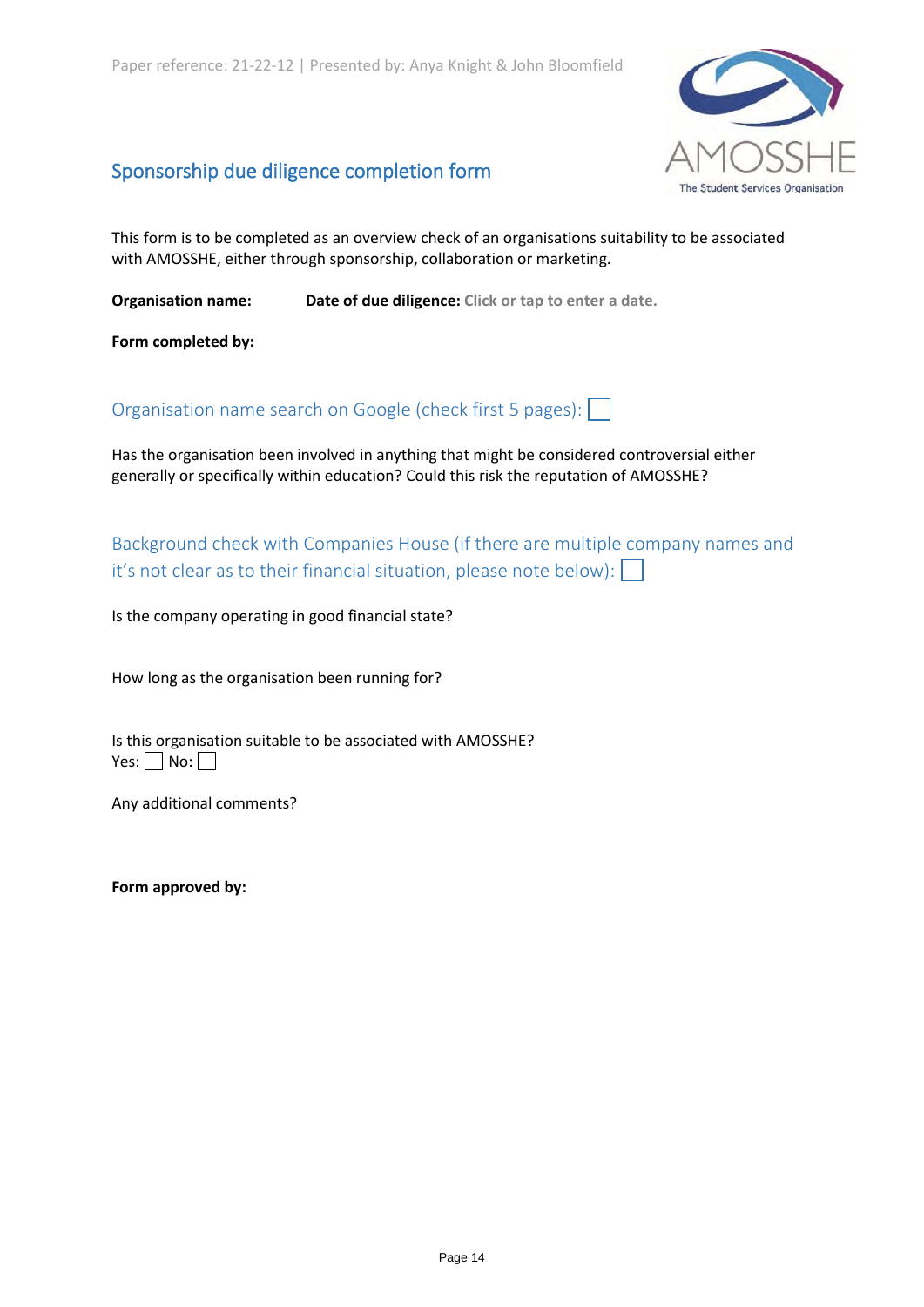## Sponsorship due diligence completion form

This form is to be completed as an overview check of an organisations suitability to be associated with AMOSSHE, either through sponsorship, collaboration or marketing.

**Organisation name:** **Date of due diligence:** Click or tap to enter a date.

**Form completed by:**

### Organisation name search on Google (check first 5 pages): ☐

Has the organisation been involved in anything that might be considered controversial either generally or specifically within education? Could this risk the reputation of AMOSSHE?

### Background check with Companies House (if there are multiple company names and it's not clear as to their financial situation, please note below): ☐

Is the company operating in good financial state?

How long as the organisation been running for?

Is this organisation suitable to be associated with AMOSSHE?
Yes: ☐ No: ☐

Any additional comments?

**Form approved by:**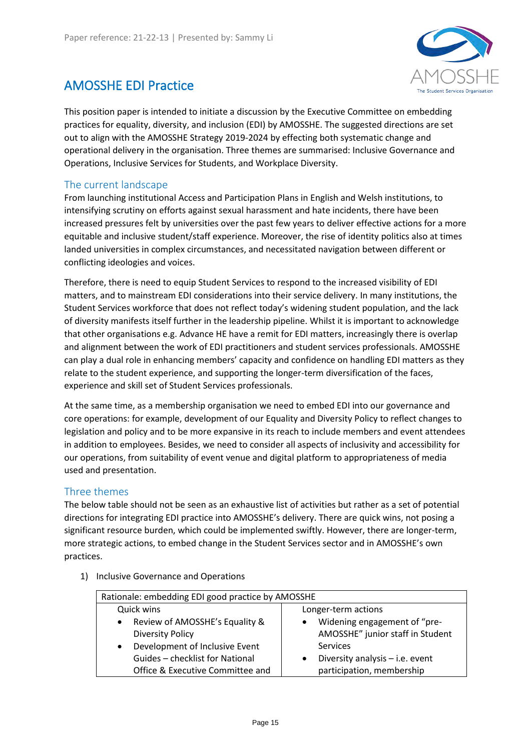# AMOSSHE EDI Practice

This position paper is intended to initiate a discussion by the Executive Committee on embedding practices for equality, diversity, and inclusion (EDI) by AMOSSHE. The suggested directions are set out to align with the AMOSSHE Strategy 2019-2024 by effecting both systematic change and operational delivery in the organisation. Three themes are summarised: Inclusive Governance and Operations, Inclusive Services for Students, and Workplace Diversity.

## The current landscape

From launching institutional Access and Participation Plans in English and Welsh institutions, to intensifying scrutiny on efforts against sexual harassment and hate incidents, there have been increased pressures felt by universities over the past few years to deliver effective actions for a more equitable and inclusive student/staff experience. Moreover, the rise of identity politics also at times landed universities in complex circumstances, and necessitated navigation between different or conflicting ideologies and voices.

Therefore, there is need to equip Student Services to respond to the increased visibility of EDI matters, and to mainstream EDI considerations into their service delivery. In many institutions, the Student Services workforce that does not reflect today's widening student population, and the lack of diversity manifests itself further in the leadership pipeline. Whilst it is important to acknowledge that other organisations e.g. Advance HE have a remit for EDI matters, increasingly there is overlap and alignment between the work of EDI practitioners and student services professionals. AMOSSHE can play a dual role in enhancing members' capacity and confidence on handling EDI matters as they relate to the student experience, and supporting the longer-term diversification of the faces, experience and skill set of Student Services professionals.

At the same time, as a membership organisation we need to embed EDI into our governance and core operations: for example, development of our Equality and Diversity Policy to reflect changes to legislation and policy and to be more expansive in its reach to include members and event attendees in addition to employees. Besides, we need to consider all aspects of inclusivity and accessibility for our operations, from suitability of event venue and digital platform to appropriateness of media used and presentation.

## Three themes

The below table should not be seen as an exhaustive list of activities but rather as a set of potential directions for integrating EDI practice into AMOSSHE's delivery. There are quick wins, not posing a significant resource burden, which could be implemented swiftly. However, there are longer-term, more strategic actions, to embed change in the Student Services sector and in AMOSSHE's own practices.

1) Inclusive Governance and Operations

| Rationale: embedding EDI good practice by AMOSSHE | |
|---|---|
| Quick wins<br>• Review of AMOSSHE's Equality & Diversity Policy<br>• Development of Inclusive Event Guides – checklist for National Office & Executive Committee and | Longer-term actions<br>• Widening engagement of "pre-AMOSSHE" junior staff in Student Services<br>• Diversity analysis – i.e. event participation, membership |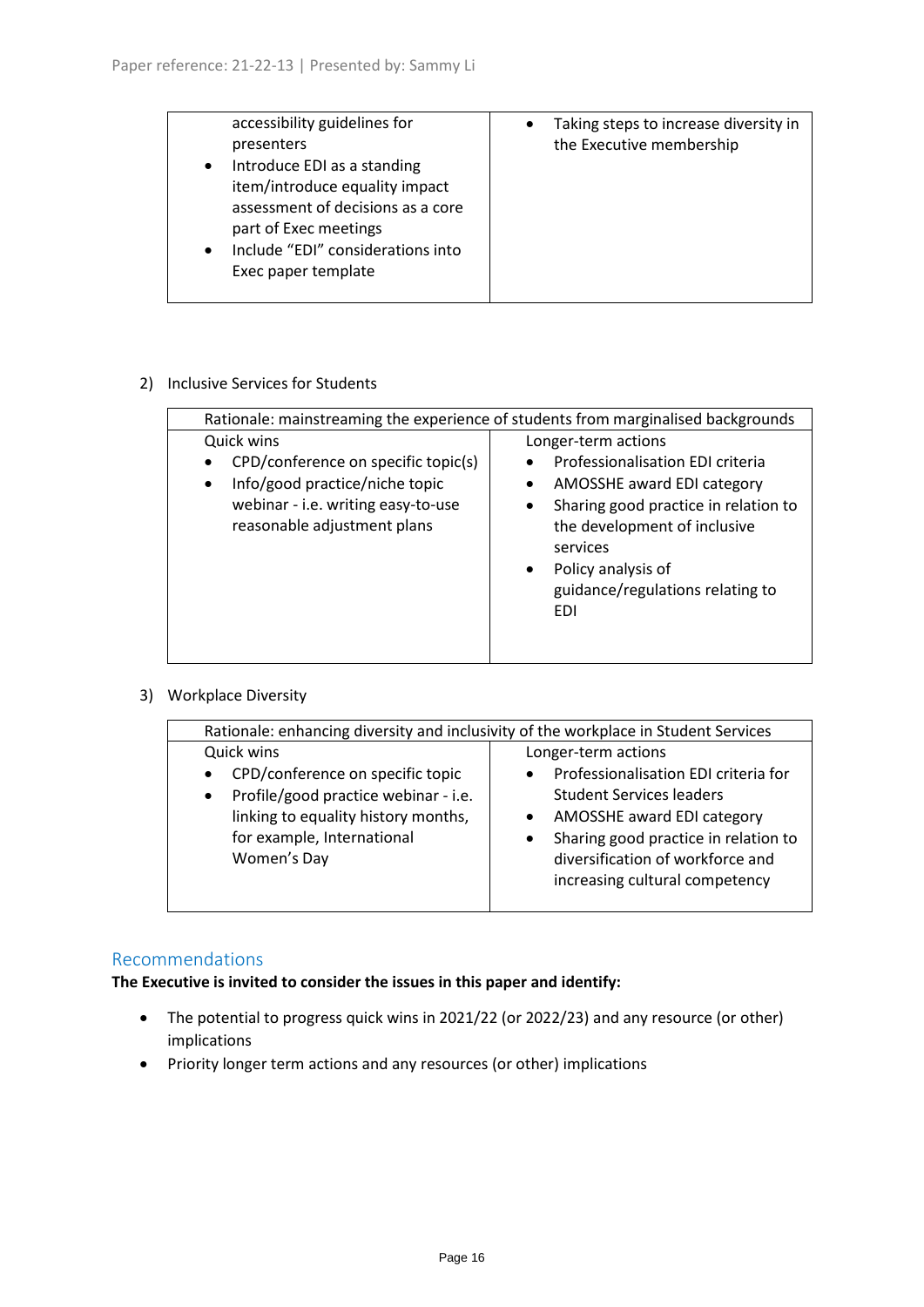| | |
|---|---|
| accessibility guidelines for presenters<br>• Introduce EDI as a standing item/introduce equality impact assessment of decisions as a core part of Exec meetings<br>• Include "EDI" considerations into Exec paper template | • Taking steps to increase diversity in the Executive membership |

2) Inclusive Services for Students

| Rationale: mainstreaming the experience of students from marginalised backgrounds | |
|---|---|
| Quick wins<br>• CPD/conference on specific topic(s)<br>• Info/good practice/niche topic webinar - i.e. writing easy-to-use reasonable adjustment plans | Longer-term actions<br>• Professionalisation EDI criteria<br>• AMOSSHE award EDI category<br>• Sharing good practice in relation to the development of inclusive services<br>• Policy analysis of guidance/regulations relating to EDI |

3) Workplace Diversity

| Rationale: enhancing diversity and inclusivity of the workplace in Student Services | |
|---|---|
| Quick wins<br>• CPD/conference on specific topic<br>• Profile/good practice webinar - i.e. linking to equality history months, for example, International Women's Day | Longer-term actions<br>• Professionalisation EDI criteria for Student Services leaders<br>• AMOSSHE award EDI category<br>• Sharing good practice in relation to diversification of workforce and increasing cultural competency |

## Recommendations

**The Executive is invited to consider the issues in this paper and identify:**

- The potential to progress quick wins in 2021/22 (or 2022/23) and any resource (or other) implications
- Priority longer term actions and any resources (or other) implications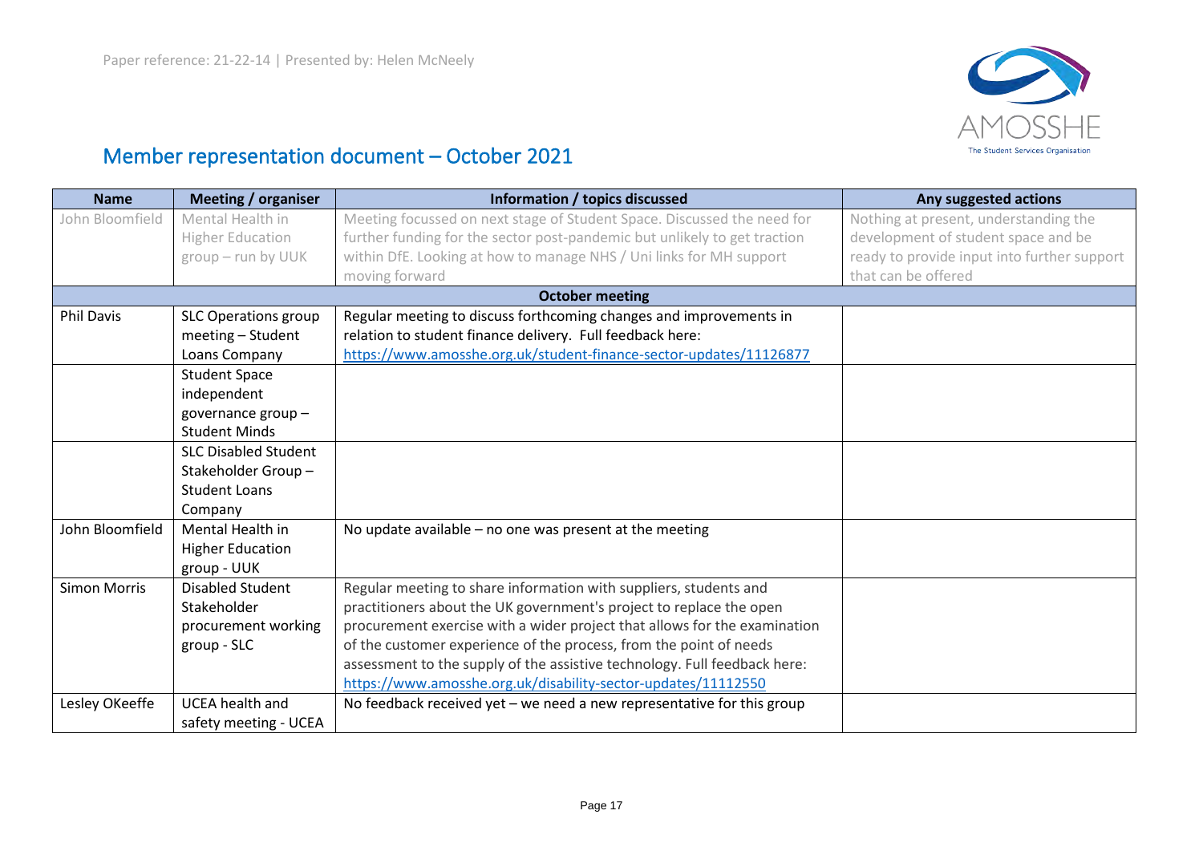Paper reference: 21-22-14 | Presented by: Helen McNeely

# Member representation document – October 2021

| Name | Meeting / organiser | Information / topics discussed | Any suggested actions |
|---|---|---|---|
| John Bloomfield | Mental Health in Higher Education group – run by UUK | Meeting focussed on next stage of Student Space. Discussed the need for further funding for the sector post-pandemic but unlikely to get traction within DfE. Looking at how to manage NHS / Uni links for MH support moving forward | Nothing at present, understanding the development of student space and be ready to provide input into further support that can be offered |
| **October meeting** | | | |
| Phil Davis | SLC Operations group meeting – Student Loans Company | Regular meeting to discuss forthcoming changes and improvements in relation to student finance delivery. Full feedback here: https://www.amosshe.org.uk/student-finance-sector-updates/11126877 | |
| | Student Space independent governance group – Student Minds | | |
| | SLC Disabled Student Stakeholder Group – Student Loans Company | | |
| John Bloomfield | Mental Health in Higher Education group - UUK | No update available – no one was present at the meeting | |
| Simon Morris | Disabled Student Stakeholder procurement working group - SLC | Regular meeting to share information with suppliers, students and practitioners about the UK government's project to replace the open procurement exercise with a wider project that allows for the examination of the customer experience of the process, from the point of needs assessment to the supply of the assistive technology. Full feedback here: https://www.amosshe.org.uk/disability-sector-updates/11112550 | |
| Lesley OKeeffe | UCEA health and safety meeting - UCEA | No feedback received yet – we need a new representative for this group | |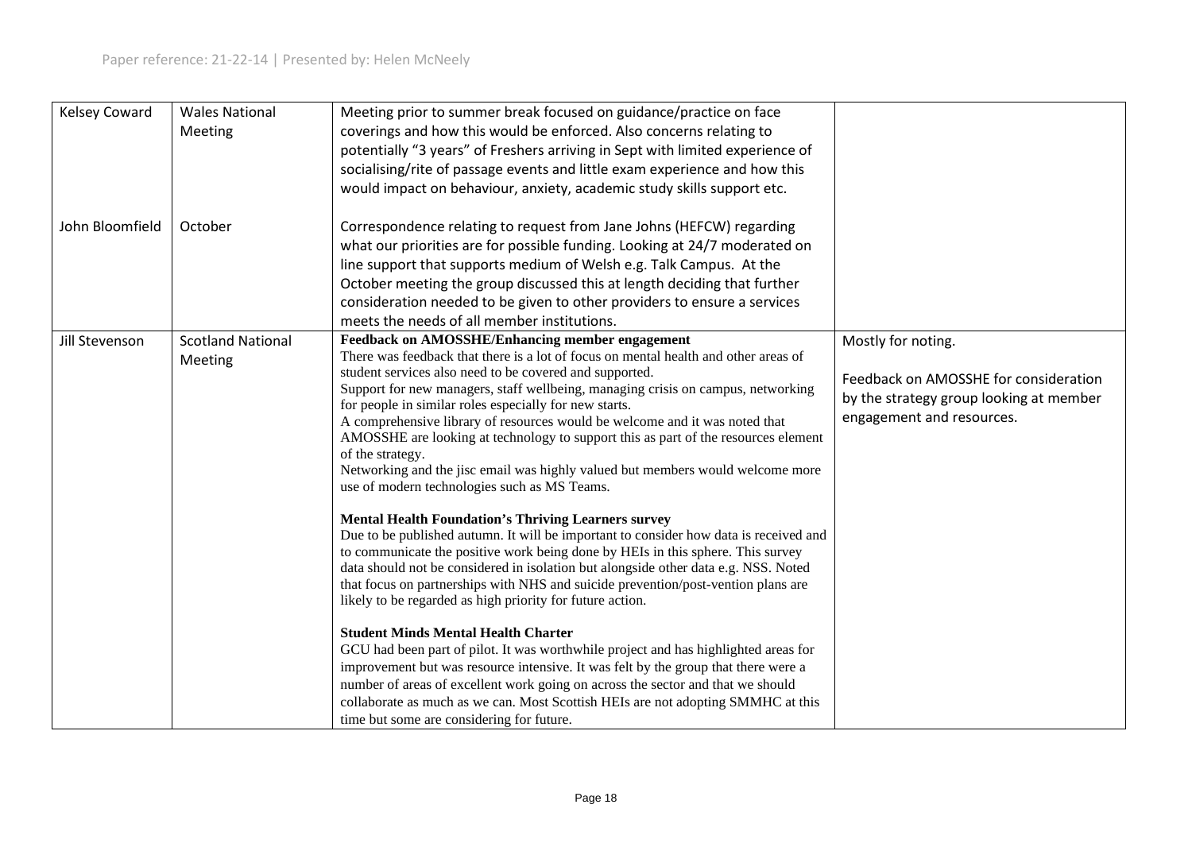| | | | |
|---|---|---|---|
| Kelsey Coward | Wales National Meeting | Meeting prior to summer break focused on guidance/practice on face coverings and how this would be enforced. Also concerns relating to potentially "3 years" of Freshers arriving in Sept with limited experience of socialising/rite of passage events and little exam experience and how this would impact on behaviour, anxiety, academic study skills support etc. | |
| John Bloomfield | October | Correspondence relating to request from Jane Johns (HEFCW) regarding what our priorities are for possible funding. Looking at 24/7 moderated on line support that supports medium of Welsh e.g. Talk Campus. At the October meeting the group discussed this at length deciding that further consideration needed to be given to other providers to ensure a services meets the needs of all member institutions. | |
| Jill Stevenson | Scotland National Meeting | **Feedback on AMOSSHE/Enhancing member engagement**<br>There was feedback that there is a lot of focus on mental health and other areas of student services also need to be covered and supported.<br>Support for new managers, staff wellbeing, managing crisis on campus, networking for people in similar roles especially for new starts.<br>A comprehensive library of resources would be welcome and it was noted that AMOSSHE are looking at technology to support this as part of the resources element of the strategy.<br>Networking and the jisc email was highly valued but members would welcome more use of modern technologies such as MS Teams.<br><br>**Mental Health Foundation's Thriving Learners survey**<br>Due to be published autumn. It will be important to consider how data is received and to communicate the positive work being done by HEIs in this sphere. This survey data should not be considered in isolation but alongside other data e.g. NSS. Noted that focus on partnerships with NHS and suicide prevention/post-vention plans are likely to be regarded as high priority for future action.<br><br>**Student Minds Mental Health Charter**<br>GCU had been part of pilot. It was worthwhile project and has highlighted areas for improvement but was resource intensive. It was felt by the group that there were a number of areas of excellent work going on across the sector and that we should collaborate as much as we can. Most Scottish HEIs are not adopting SMMHC at this time but some are considering for future. | Mostly for noting.<br><br>Feedback on AMOSSHE for consideration by the strategy group looking at member engagement and resources. |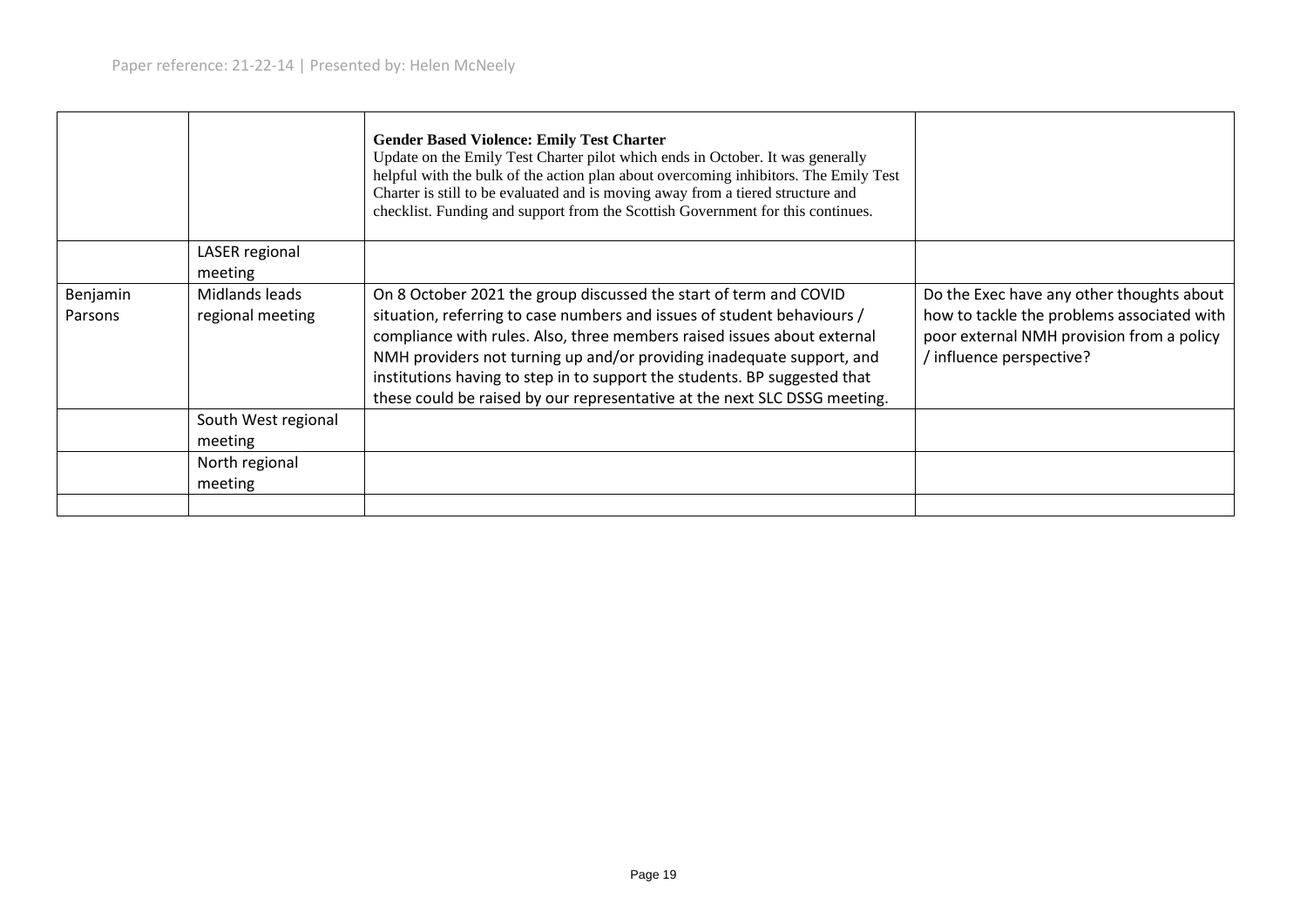| | | | |
|---|---|---|---|
| | | **Gender Based Violence: Emily Test Charter**<br>Update on the Emily Test Charter pilot which ends in October. It was generally helpful with the bulk of the action plan about overcoming inhibitors. The Emily Test Charter is still to be evaluated and is moving away from a tiered structure and checklist. Funding and support from the Scottish Government for this continues. | |
| | LASER regional meeting | | |
| Benjamin Parsons | Midlands leads regional meeting | On 8 October 2021 the group discussed the start of term and COVID situation, referring to case numbers and issues of student behaviours / compliance with rules. Also, three members raised issues about external NMH providers not turning up and/or providing inadequate support, and institutions having to step in to support the students. BP suggested that these could be raised by our representative at the next SLC DSSG meeting. | Do the Exec have any other thoughts about how to tackle the problems associated with poor external NMH provision from a policy / influence perspective? |
| | South West regional meeting | | |
| | North regional meeting | | |
| | | | |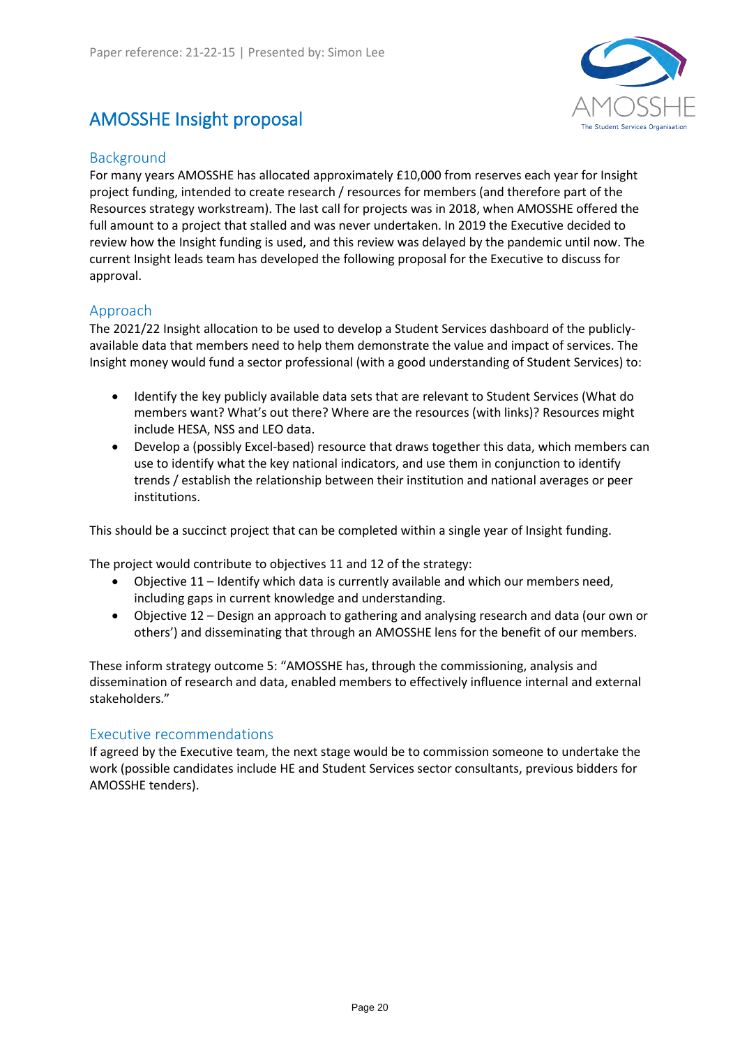Paper reference: 21-22-15 | Presented by: Simon Lee

# AMOSSHE Insight proposal

## Background

For many years AMOSSHE has allocated approximately £10,000 from reserves each year for Insight project funding, intended to create research / resources for members (and therefore part of the Resources strategy workstream). The last call for projects was in 2018, when AMOSSHE offered the full amount to a project that stalled and was never undertaken. In 2019 the Executive decided to review how the Insight funding is used, and this review was delayed by the pandemic until now. The current Insight leads team has developed the following proposal for the Executive to discuss for approval.

## Approach

The 2021/22 Insight allocation to be used to develop a Student Services dashboard of the publicly-available data that members need to help them demonstrate the value and impact of services. The Insight money would fund a sector professional (with a good understanding of Student Services) to:

- Identify the key publicly available data sets that are relevant to Student Services (What do members want? What's out there? Where are the resources (with links)? Resources might include HESA, NSS and LEO data.
- Develop a (possibly Excel-based) resource that draws together this data, which members can use to identify what the key national indicators, and use them in conjunction to identify trends / establish the relationship between their institution and national averages or peer institutions.

This should be a succinct project that can be completed within a single year of Insight funding.

The project would contribute to objectives 11 and 12 of the strategy:

- Objective 11 – Identify which data is currently available and which our members need, including gaps in current knowledge and understanding.
- Objective 12 – Design an approach to gathering and analysing research and data (our own or others') and disseminating that through an AMOSSHE lens for the benefit of our members.

These inform strategy outcome 5: "AMOSSHE has, through the commissioning, analysis and dissemination of research and data, enabled members to effectively influence internal and external stakeholders."

## Executive recommendations

If agreed by the Executive team, the next stage would be to commission someone to undertake the work (possible candidates include HE and Student Services sector consultants, previous bidders for AMOSSHE tenders).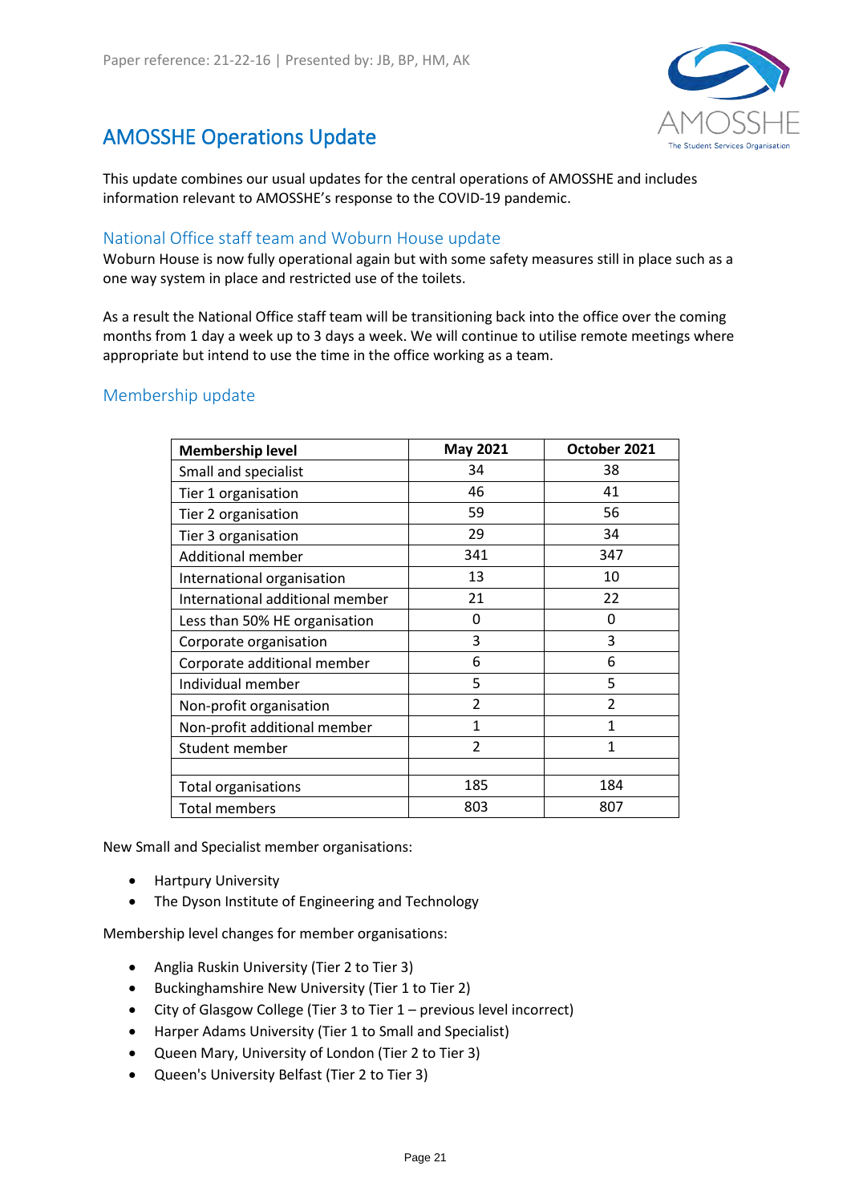Paper reference: 21-22-16 | Presented by: JB, BP, HM, AK

# AMOSSHE Operations Update

This update combines our usual updates for the central operations of AMOSSHE and includes information relevant to AMOSSHE's response to the COVID-19 pandemic.

## National Office staff team and Woburn House update

Woburn House is now fully operational again but with some safety measures still in place such as a one way system in place and restricted use of the toilets.

As a result the National Office staff team will be transitioning back into the office over the coming months from 1 day a week up to 3 days a week. We will continue to utilise remote meetings where appropriate but intend to use the time in the office working as a team.

## Membership update

| Membership level | May 2021 | October 2021 |
|---|---|---|
| Small and specialist | 34 | 38 |
| Tier 1 organisation | 46 | 41 |
| Tier 2 organisation | 59 | 56 |
| Tier 3 organisation | 29 | 34 |
| Additional member | 341 | 347 |
| International organisation | 13 | 10 |
| International additional member | 21 | 22 |
| Less than 50% HE organisation | 0 | 0 |
| Corporate organisation | 3 | 3 |
| Corporate additional member | 6 | 6 |
| Individual member | 5 | 5 |
| Non-profit organisation | 2 | 2 |
| Non-profit additional member | 1 | 1 |
| Student member | 2 | 1 |
| | | |
| Total organisations | 185 | 184 |
| Total members | 803 | 807 |

New Small and Specialist member organisations:

- Hartpury University
- The Dyson Institute of Engineering and Technology

Membership level changes for member organisations:

- Anglia Ruskin University (Tier 2 to Tier 3)
- Buckinghamshire New University (Tier 1 to Tier 2)
- City of Glasgow College (Tier 3 to Tier 1 – previous level incorrect)
- Harper Adams University (Tier 1 to Small and Specialist)
- Queen Mary, University of London (Tier 2 to Tier 3)
- Queen's University Belfast (Tier 2 to Tier 3)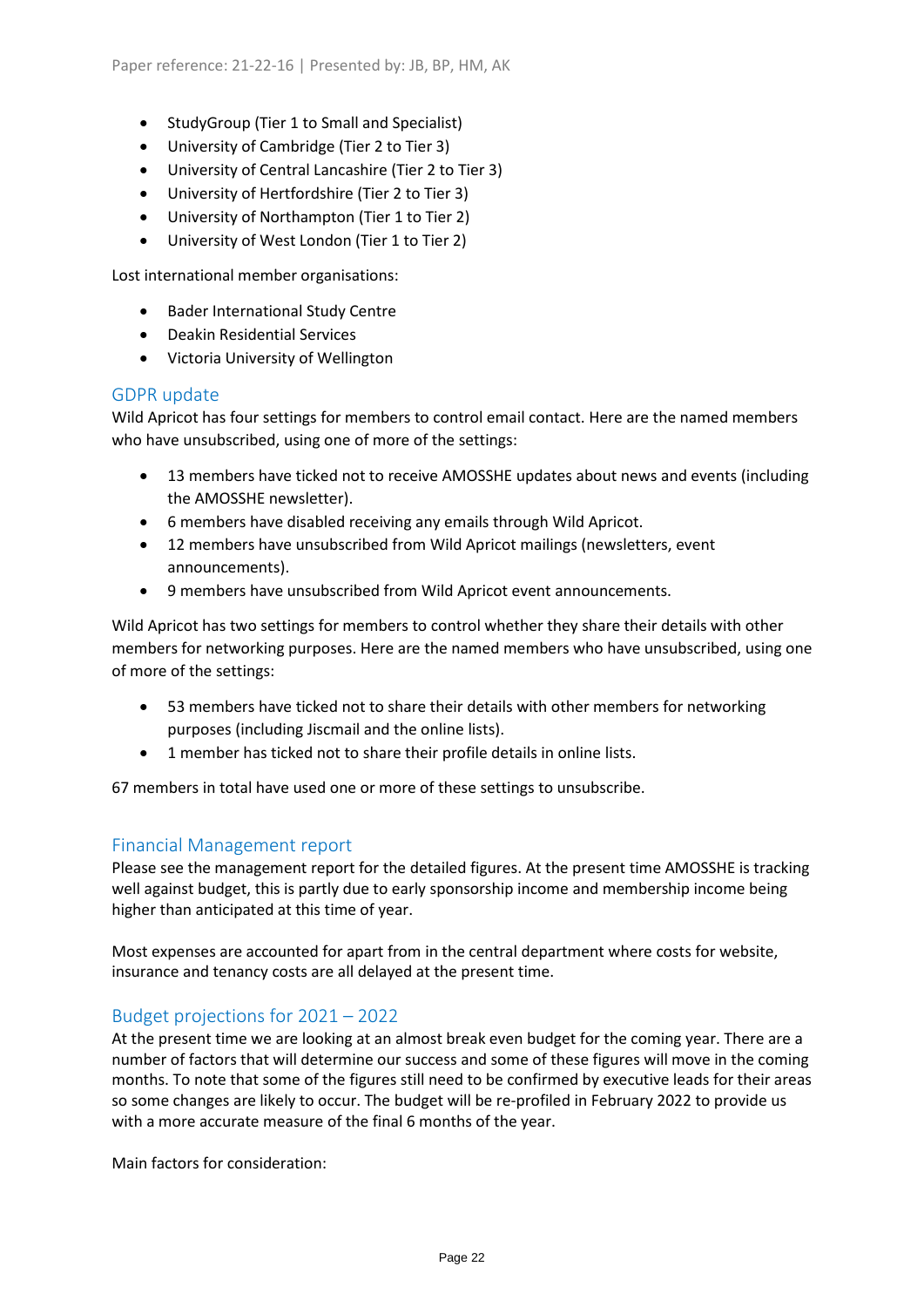- StudyGroup (Tier 1 to Small and Specialist)
- University of Cambridge (Tier 2 to Tier 3)
- University of Central Lancashire (Tier 2 to Tier 3)
- University of Hertfordshire (Tier 2 to Tier 3)
- University of Northampton (Tier 1 to Tier 2)
- University of West London (Tier 1 to Tier 2)

Lost international member organisations:

- Bader International Study Centre
- Deakin Residential Services
- Victoria University of Wellington

## GDPR update

Wild Apricot has four settings for members to control email contact. Here are the named members who have unsubscribed, using one of more of the settings:

- 13 members have ticked not to receive AMOSSHE updates about news and events (including the AMOSSHE newsletter).
- 6 members have disabled receiving any emails through Wild Apricot.
- 12 members have unsubscribed from Wild Apricot mailings (newsletters, event announcements).
- 9 members have unsubscribed from Wild Apricot event announcements.

Wild Apricot has two settings for members to control whether they share their details with other members for networking purposes. Here are the named members who have unsubscribed, using one of more of the settings:

- 53 members have ticked not to share their details with other members for networking purposes (including Jiscmail and the online lists).
- 1 member has ticked not to share their profile details in online lists.

67 members in total have used one or more of these settings to unsubscribe.

## Financial Management report

Please see the management report for the detailed figures. At the present time AMOSSHE is tracking well against budget, this is partly due to early sponsorship income and membership income being higher than anticipated at this time of year.

Most expenses are accounted for apart from in the central department where costs for website, insurance and tenancy costs are all delayed at the present time.

## Budget projections for 2021 – 2022

At the present time we are looking at an almost break even budget for the coming year. There are a number of factors that will determine our success and some of these figures will move in the coming months. To note that some of the figures still need to be confirmed by executive leads for their areas so some changes are likely to occur. The budget will be re-profiled in February 2022 to provide us with a more accurate measure of the final 6 months of the year.

Main factors for consideration: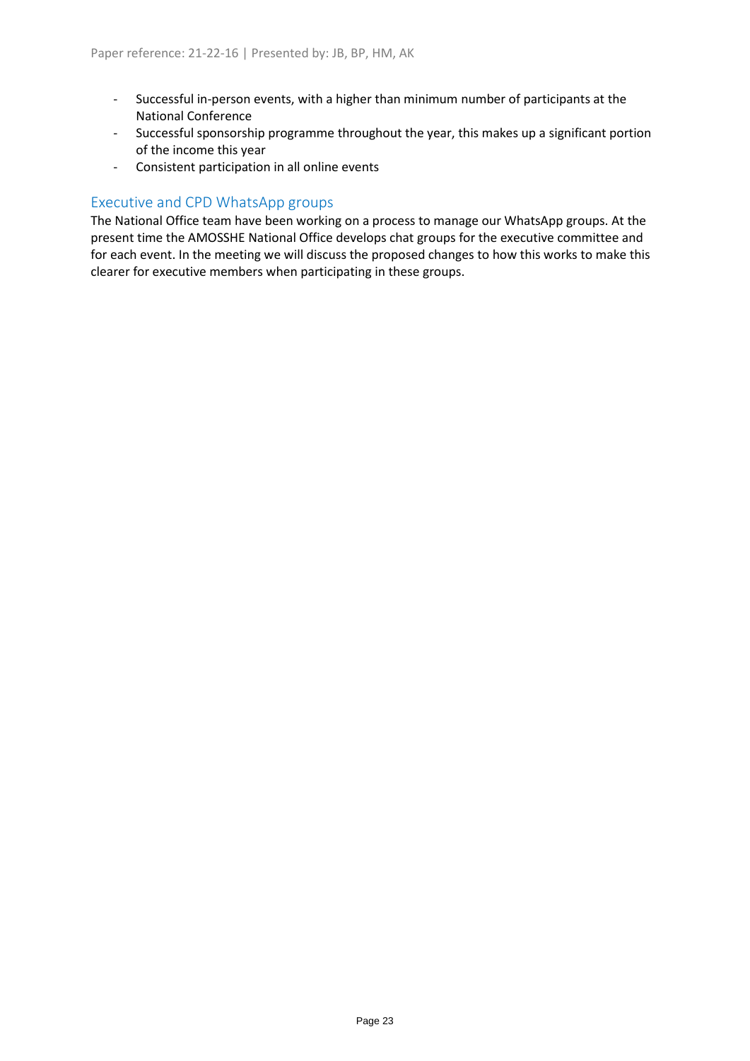- Successful in-person events, with a higher than minimum number of participants at the National Conference
- Successful sponsorship programme throughout the year, this makes up a significant portion of the income this year
- Consistent participation in all online events

## Executive and CPD WhatsApp groups

The National Office team have been working on a process to manage our WhatsApp groups. At the present time the AMOSSHE National Office develops chat groups for the executive committee and for each event. In the meeting we will discuss the proposed changes to how this works to make this clearer for executive members when participating in these groups.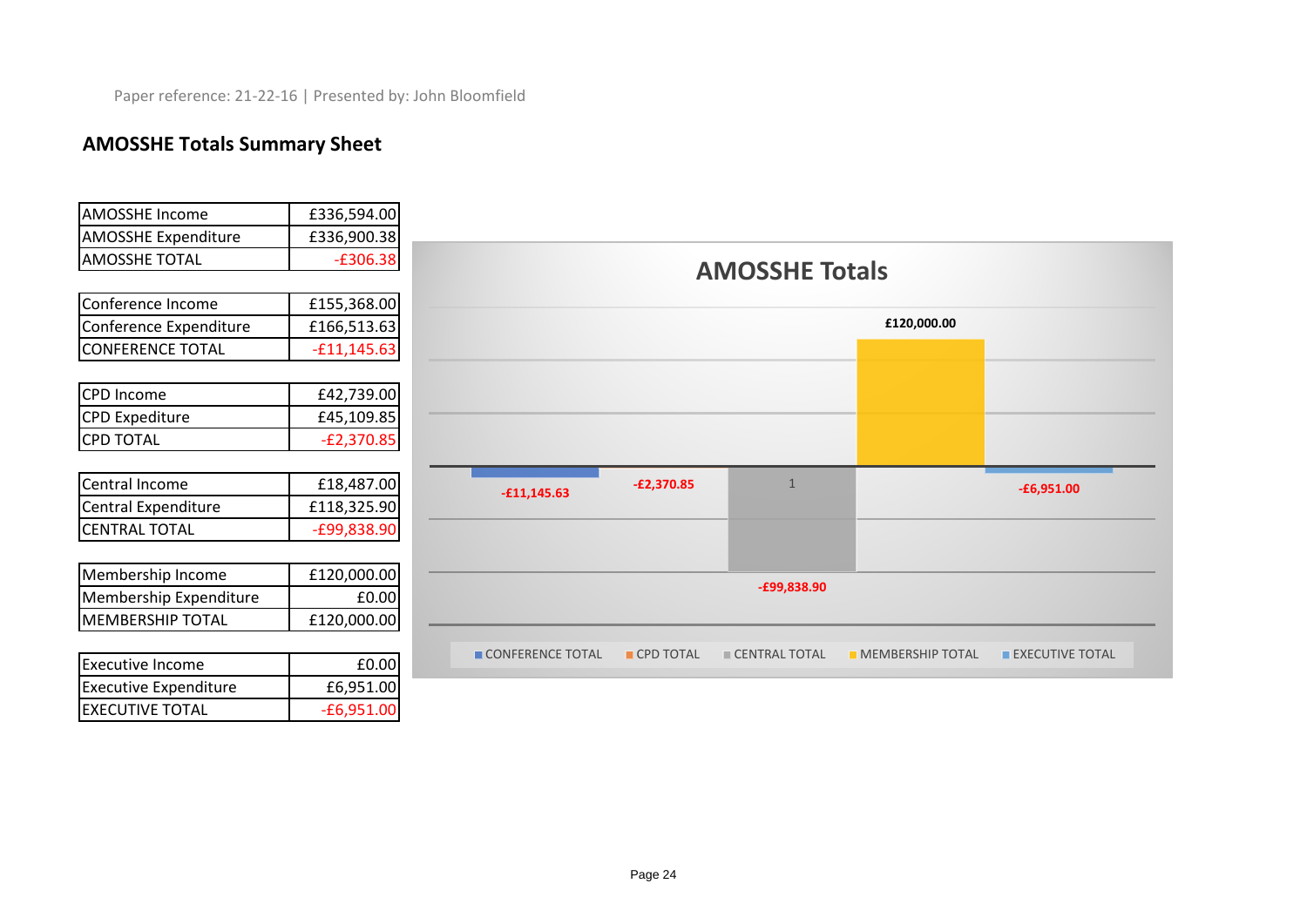Paper reference: 21-22-16 | Presented by: John Bloomfield

## AMOSSHE Totals Summary Sheet

| | |
|---|---|
| AMOSSHE Income | £336,594.00 |
| AMOSSHE Expenditure | £336,900.38 |
| AMOSSHE TOTAL | -£306.38 |

| | |
|---|---|
| Conference Income | £155,368.00 |
| Conference Expenditure | £166,513.63 |
| CONFERENCE TOTAL | -£11,145.63 |

| | |
|---|---|
| CPD Income | £42,739.00 |
| CPD Expediture | £45,109.85 |
| CPD TOTAL | -£2,370.85 |

| | |
|---|---|
| Central Income | £18,487.00 |
| Central Expenditure | £118,325.90 |
| CENTRAL TOTAL | -£99,838.90 |

| | |
|---|---|
| Membership Income | £120,000.00 |
| Membership Expenditure | £0.00 |
| MEMBERSHIP TOTAL | £120,000.00 |

| | |
|---|---|
| Executive Income | £0.00 |
| Executive Expenditure | £6,951.00 |
| EXECUTIVE TOTAL | -£6,951.00 |

**AMOSSHE Totals**

| | Value |
|---|---|
| CONFERENCE TOTAL | -£11,145.63 |
| CPD TOTAL | -£2,370.85 |
| CENTRAL TOTAL | -£99,838.90 |
| MEMBERSHIP TOTAL | £120,000.00 |
| EXECUTIVE TOTAL | -£6,951.00 |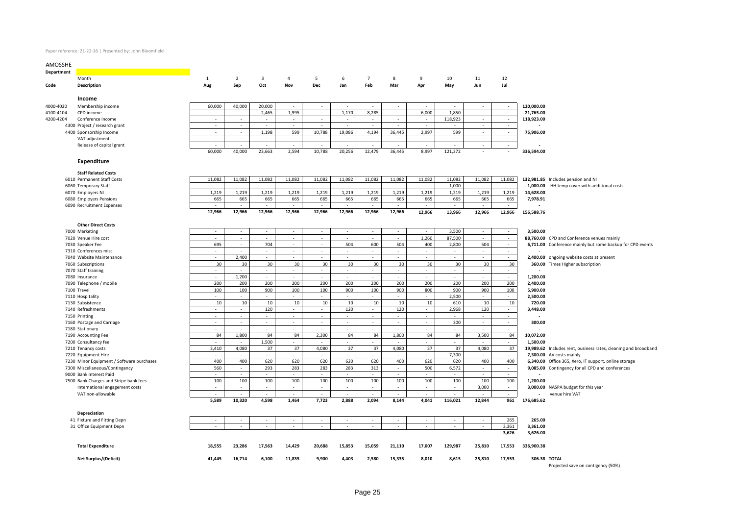Paper reference: 21-22-16 | Presented by: John Bloomfield

AMOSSHE

**Department**

| Code | Description | 1<br>Aug | 2<br>Sep | 3<br>Oct | 4<br>Nov | 5<br>Dec | 6<br>Jan | 7<br>Feb | 8<br>Mar | 9<br>Apr | 10<br>May | 11<br>Jun | 12<br>Jul | | |
|---|---|---|---|---|---|---|---|---|---|---|---|---|---|---|---|
| | **Income** | | | | | | | | | | | | | | |
| 4000-4020 | Membership income | 60,000 | 40,000 | 20,000 | - | - | - | - | - | - | - | - | - | 120,000.00 | |
| 4100-4104 | CPD income | - | - | 2,465 | 1,995 | - | 1,170 | 8,285 | - | 6,000 | 1,850 | - | - | 21,765.00 | |
| 4200-4204 | Conference income | - | - | - | - | - | - | - | - | - | 118,923 | - | - | 118,923.00 | |
| 4300 | Project / research grant | - | - | - | - | - | - | - | - | - | - | - | - | - | |
| 4400 | Sponsorship Income | - | - | 1,198 | 599 | 10,788 | 19,086 | 4,194 | 36,445 | 2,997 | 599 | - | - | 75,906.00 | |
| | VAT adjustment | - | - | - | - | - | - | - | - | - | - | - | - | - | |
| | Release of capital grant | - | - | - | - | - | - | - | - | - | - | - | - | - | |
| | | 60,000 | 40,000 | 23,663 | 2,594 | 10,788 | 20,256 | 12,479 | 36,445 | 8,997 | 121,372 | - | - | 336,594.00 | |
| | **Expenditure** | | | | | | | | | | | | | | |
| | **Staff Related Costs** | | | | | | | | | | | | | | |
| 6010 | Permanent Staff Costs | 11,082 | 11,082 | 11,082 | 11,082 | 11,082 | 11,082 | 11,082 | 11,082 | 11,082 | 11,082 | 11,082 | 11,082 | 132,981.85 | Includes pension and NI |
| 6060 | Temporary Staff | - | - | - | - | - | - | - | - | - | 1,000 | - | - | 1,000.00 | HH temp cover with additional costs |
| 6070 | Employers NI | 1,219 | 1,219 | 1,219 | 1,219 | 1,219 | 1,219 | 1,219 | 1,219 | 1,219 | 1,219 | 1,219 | 1,219 | 14,628.00 | |
| 6080 | Employers Pensions | 665 | 665 | 665 | 665 | 665 | 665 | 665 | 665 | 665 | 665 | 665 | 665 | 7,978.91 | |
| 6090 | Recruitment Expenses | - | - | - | - | - | - | - | - | - | - | - | - | - | |
| | | 12,966 | 12,966 | 12,966 | 12,966 | 12,966 | 12,966 | 12,966 | 12,966 | 12,966 | 13,966 | 12,966 | 12,966 | 156,588.76 | |
| | **Other Direct Costs** | | | | | | | | | | | | | | |
| 7000 | Marketing | - | - | - | - | - | - | - | - | - | 3,500 | - | - | 3,500.00 | |
| 7020 | Venue Hire cost | - | - | - | - | - | - | - | - | 1,260 | 87,500 | - | - | 88,760.00 | CPD and Conference venues mainly |
| 7030 | Speaker Fee | 695 | - | 704 | - | - | 504 | 600 | 504 | 400 | 2,800 | 504 | - | 6,711.00 | Conference mainly but some backup for CPD events |
| 7310 | Conferences misc | - | - | - | - | - | - | - | - | - | - | - | - | - | |
| 7040 | Website Maintenance | - | 2,400 | - | - | - | - | - | - | - | - | - | - | 2,400.00 | ongoing website costs at present |
| 7060 | Subscriptions | 30 | 30 | 30 | 30 | 30 | 30 | 30 | 30 | 30 | 30 | 30 | 30 | 360.00 | Times Higher subscription |
| 7070 | Staff training | - | - | - | - | - | - | - | - | - | - | - | - | - | |
| 7080 | Insurance | - | 1,200 | - | - | - | - | - | - | - | - | - | - | 1,200.00 | |
| 7090 | Telephone / mobile | 200 | 200 | 200 | 200 | 200 | 200 | 200 | 200 | 200 | 200 | 200 | 200 | 2,400.00 | |
| 7100 | Travel | 100 | 100 | 900 | 100 | 100 | 900 | 100 | 900 | 800 | 900 | 900 | 100 | 5,900.00 | |
| 7110 | Hospitality | - | - | - | - | - | - | - | - | - | 2,500 | - | - | 2,500.00 | |
| 7130 | Subsistence | 10 | 10 | 10 | 10 | 10 | 10 | 10 | 10 | 10 | 610 | 10 | 10 | 720.00 | |
| 7140 | Refreshments | - | - | 120 | - | - | 120 | - | 120 | - | 2,968 | 120 | - | 3,448.00 | |
| 7150 | Printing | - | - | - | - | - | - | - | - | - | - | - | - | - | |
| 7160 | Postage and Carriage | - | - | - | - | - | - | - | - | - | 300 | - | - | 300.00 | |
| 7180 | Stationary | - | - | - | - | - | - | - | - | - | - | - | - | - | |
| 7190 | Accounting Fee | 84 | 1,800 | 84 | 84 | 2,300 | 84 | 84 | 1,800 | 84 | 84 | 3,500 | 84 | 10,072.00 | |
| 7200 | Consultancy fee | - | - | 1,500 | - | - | - | - | - | - | - | - | - | 1,500.00 | |
| 7210 | Tenancy costs | 3,410 | 4,080 | 37 | 37 | 4,080 | 37 | 37 | 4,080 | 37 | 37 | 4,080 | 37 | 19,989.62 | Includes rent, business rates, cleaning and broadband |
| 7220 | Equipment Hire | - | - | - | - | - | - | - | - | - | 7,300 | - | - | 7,300.00 | AV costs mainly |
| 7230 | Minor Equipment / Software purchases | 400 | 400 | 620 | 620 | 620 | 620 | 620 | 400 | 620 | 620 | 400 | 400 | 6,340.00 | Office 365, Xero, IT support, online storage |
| 7300 | Miscellaneous/Contingency | 560 | - | 293 | 283 | 283 | 283 | 313 | - | 500 | 6,572 | - | - | 9,085.00 | Contingency for all CPD and conferences |
| 9000 | Bank Interest Paid | - | - | - | - | - | - | - | - | - | - | - | - | - | |
| 7500 | Bank Charges and Stripe bank fees | 100 | 100 | 100 | 100 | 100 | 100 | 100 | 100 | 100 | 100 | 100 | 100 | 1,200.00 | |
| | International engagement costs | - | - | - | - | - | - | - | - | - | - | 3,000 | - | 3,000.00 | NASPA budget for this year |
| | VAT non-allowable | - | - | - | - | - | - | - | - | - | - | - | - | - | venue hire VAT |
| | | 5,589 | 10,320 | 4,598 | 1,464 | 7,723 | 2,888 | 2,094 | 8,144 | 4,041 | 116,021 | 12,844 | 961 | 176,685.62 | |
| | **Depreciation** | | | | | | | | | | | | | | |
| 41 | Fixture and Fitting Depn | - | - | - | - | - | - | - | - | - | - | - | 265 | 265.00 | |
| 31 | Office Equipment Depn | - | - | - | - | - | - | - | - | - | - | - | 3,361 | 3,361.00 | |
| | | - | - | - | - | - | - | - | - | - | - | - | 3,626 | 3,626.00 | |
| | **Total Expenditure** | 18,555 | 23,286 | 17,563 | 14,429 | 20,688 | 15,853 | 15,059 | 21,110 | 17,007 | 129,987 | 25,810 | 17,553 | 336,900.38 | |
| | **Net Surplus/(Deficit)** | 41,445 | 16,714 | 6,100 | - 11,835 | - 9,900 | 4,403 | - 2,580 | 15,335 | - 8,010 | - 8,615 | - 25,810 | - 17,553 | - 306.38 | **TOTAL** |

Projected save on contigency (50%)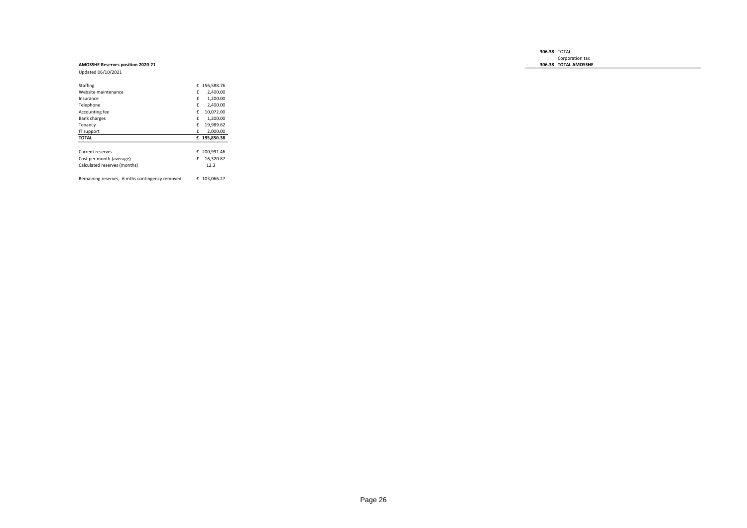| | | |
|---|---|---|
| - | **306.38** | TOTAL |
| | | Corporation tax |
| - | **306.38** | **TOTAL AMOSSHE** |

**AMOSSHE Reserves position 2020-21**

Updated 06/10/2021

| | |
|---|---|
| Staffing | £ 156,588.76 |
| Website maintenance | £ 2,400.00 |
| Insurance | £ 1,200.00 |
| Telephone | £ 2,400.00 |
| Accounting fee | £ 10,072.00 |
| Bank charges | £ 1,200.00 |
| Tenancy | £ 19,989.62 |
| IT support | £ 2,000.00 |
| **TOTAL** | **£ 195,850.38** |
| | |
| Current reserves | £ 200,991.46 |
| Cost per month (average) | £ 16,320.87 |
| Calculated reserves (months) | 12.3 |
| | |
| Remaining reserves, 6 mths contingency removed | £ 103,066.27 |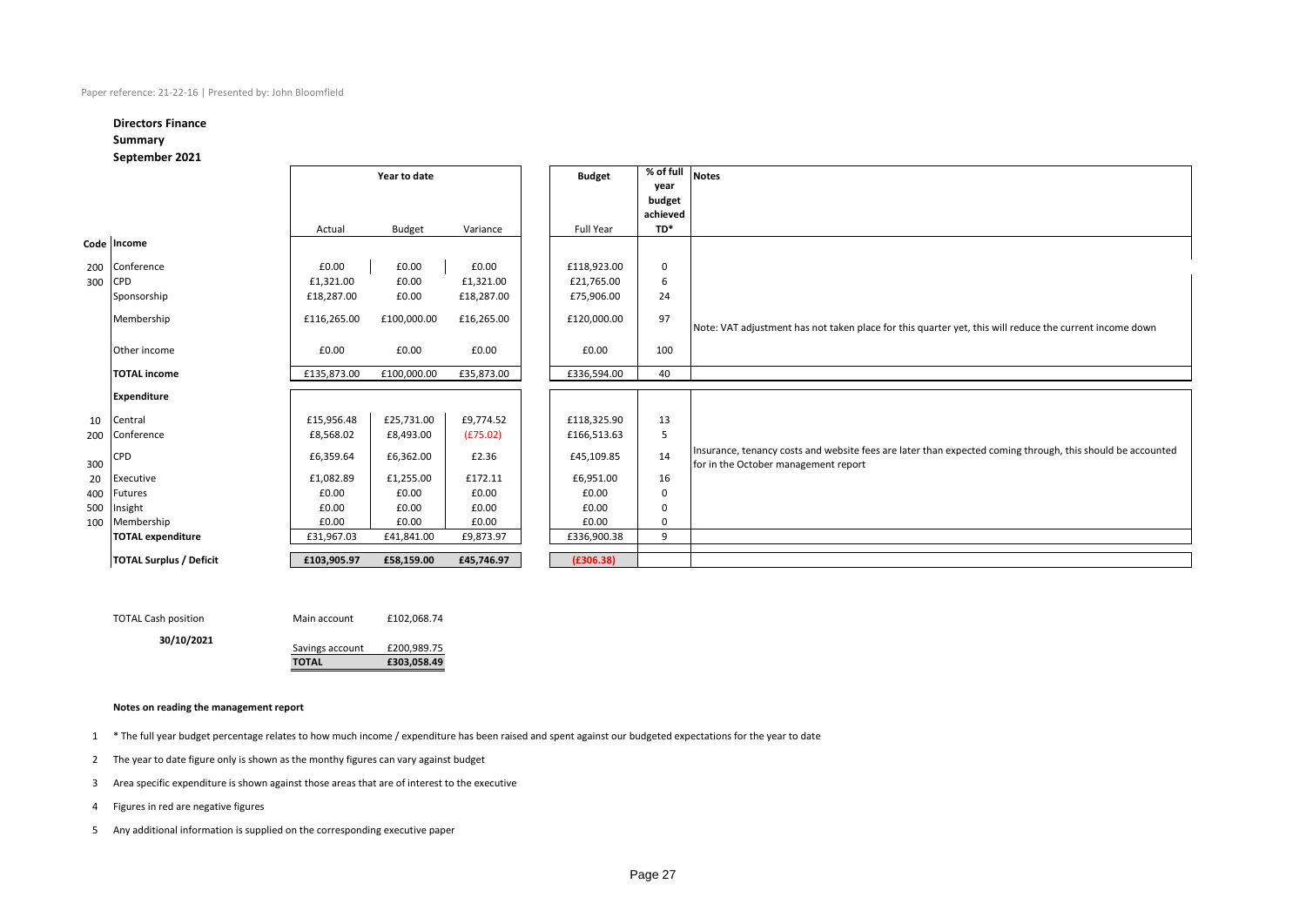Paper reference: 21-22-16 | Presented by: John Bloomfield

**Directors Finance**
**Summary**
**September 2021**

| Code | | Year to date Actual | Year to date Budget | Year to date Variance | Budget Full Year | % of full year budget achieved TD* | Notes |
|---|---|---|---|---|---|---|---|
| | **Income** | | | | | | |
| 200 | Conference | £0.00 | £0.00 | £0.00 | £118,923.00 | 0 | |
| 300 | CPD | £1,321.00 | £0.00 | £1,321.00 | £21,765.00 | 6 | |
| | Sponsorship | £18,287.00 | £0.00 | £18,287.00 | £75,906.00 | 24 | |
| | Membership | £116,265.00 | £100,000.00 | £16,265.00 | £120,000.00 | 97 | Note: VAT adjustment has not taken place for this quarter yet, this will reduce the current income down |
| | Other income | £0.00 | £0.00 | £0.00 | £0.00 | 100 | |
| | **TOTAL income** | £135,873.00 | £100,000.00 | £35,873.00 | £336,594.00 | 40 | |
| | **Expenditure** | | | | | | |
| 10 | Central | £15,956.48 | £25,731.00 | £9,774.52 | £118,325.90 | 13 | |
| 200 | Conference | £8,568.02 | £8,493.00 | (£75.02) | £166,513.63 | 5 | |
| 300 | CPD | £6,359.64 | £6,362.00 | £2.36 | £45,109.85 | 14 | Insurance, tenancy costs and website fees are later than expected coming through, this should be accounted for in the October management report |
| 20 | Executive | £1,082.89 | £1,255.00 | £172.11 | £6,951.00 | 16 | |
| 400 | Futures | £0.00 | £0.00 | £0.00 | £0.00 | 0 | |
| 500 | Insight | £0.00 | £0.00 | £0.00 | £0.00 | 0 | |
| 100 | Membership | £0.00 | £0.00 | £0.00 | £0.00 | 0 | |
| | **TOTAL expenditure** | £31,967.03 | £41,841.00 | £9,873.97 | £336,900.38 | 9 | |
| | **TOTAL Surplus / Deficit** | **£103,905.97** | **£58,159.00** | **£45,746.97** | **(£306.38)** | | |

| TOTAL Cash position | | |
|---|---|---|
| | Main account | £102,068.74 |
| **30/10/2021** | Savings account | £200,989.75 |
| | **TOTAL** | **£303,058.49** |

**Notes on reading the management report**

1. * The full year budget percentage relates to how much income / expenditure has been raised and spent against our budgeted expectations for the year to date
2. The year to date figure only is shown as the monthy figures can vary against budget
3. Area specific expenditure is shown against those areas that are of interest to the executive
4. Figures in red are negative figures
5. Any additional information is supplied on the corresponding executive paper